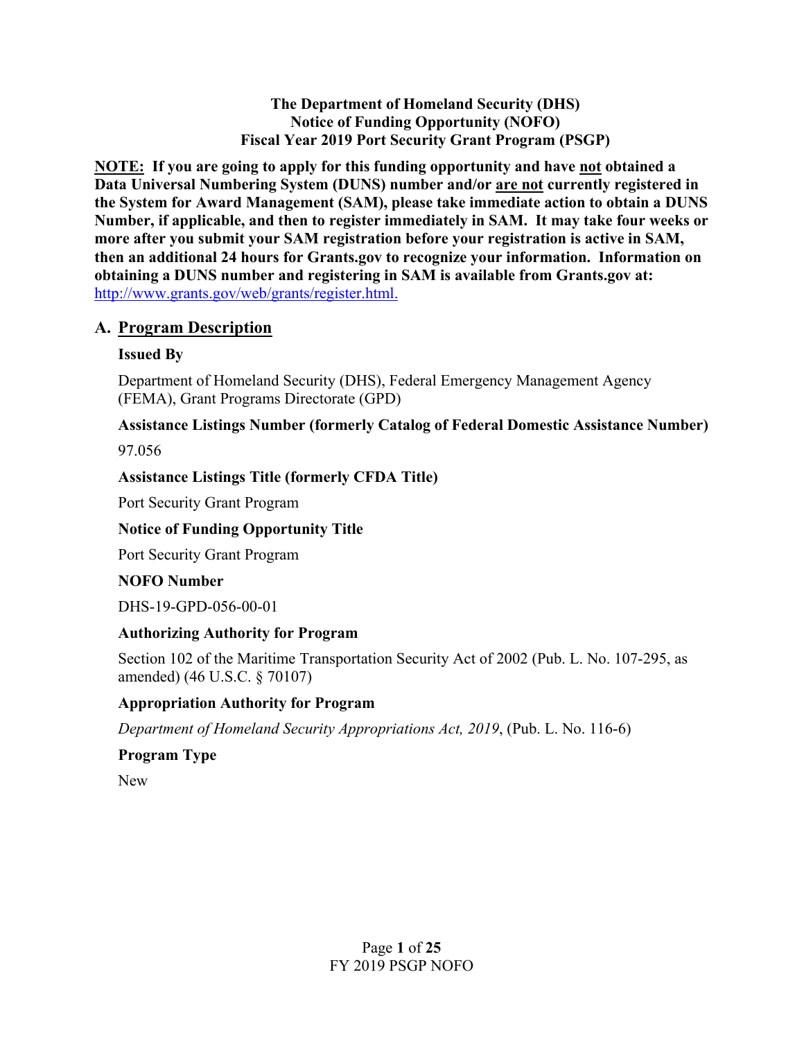**The Department of Homeland Security (DHS)**
**Notice of Funding Opportunity (NOFO)**
**Fiscal Year 2019 Port Security Grant Program (PSGP)**

**NOTE: If you are going to apply for this funding opportunity and have not obtained a Data Universal Numbering System (DUNS) number and/or are not currently registered in the System for Award Management (SAM), please take immediate action to obtain a DUNS Number, if applicable, and then to register immediately in SAM. It may take four weeks or more after you submit your SAM registration before your registration is active in SAM, then an additional 24 hours for Grants.gov to recognize your information. Information on obtaining a DUNS number and registering in SAM is available from Grants.gov at:** http://www.grants.gov/web/grants/register.html.

## A. Program Description

### Issued By

Department of Homeland Security (DHS), Federal Emergency Management Agency (FEMA), Grant Programs Directorate (GPD)

### Assistance Listings Number (formerly Catalog of Federal Domestic Assistance Number)

97.056

### Assistance Listings Title (formerly CFDA Title)

Port Security Grant Program

### Notice of Funding Opportunity Title

Port Security Grant Program

### NOFO Number

DHS-19-GPD-056-00-01

### Authorizing Authority for Program

Section 102 of the Maritime Transportation Security Act of 2002 (Pub. L. No. 107-295, as amended) (46 U.S.C. § 70107)

### Appropriation Authority for Program

*Department of Homeland Security Appropriations Act, 2019*, (Pub. L. No. 116-6)

### Program Type

New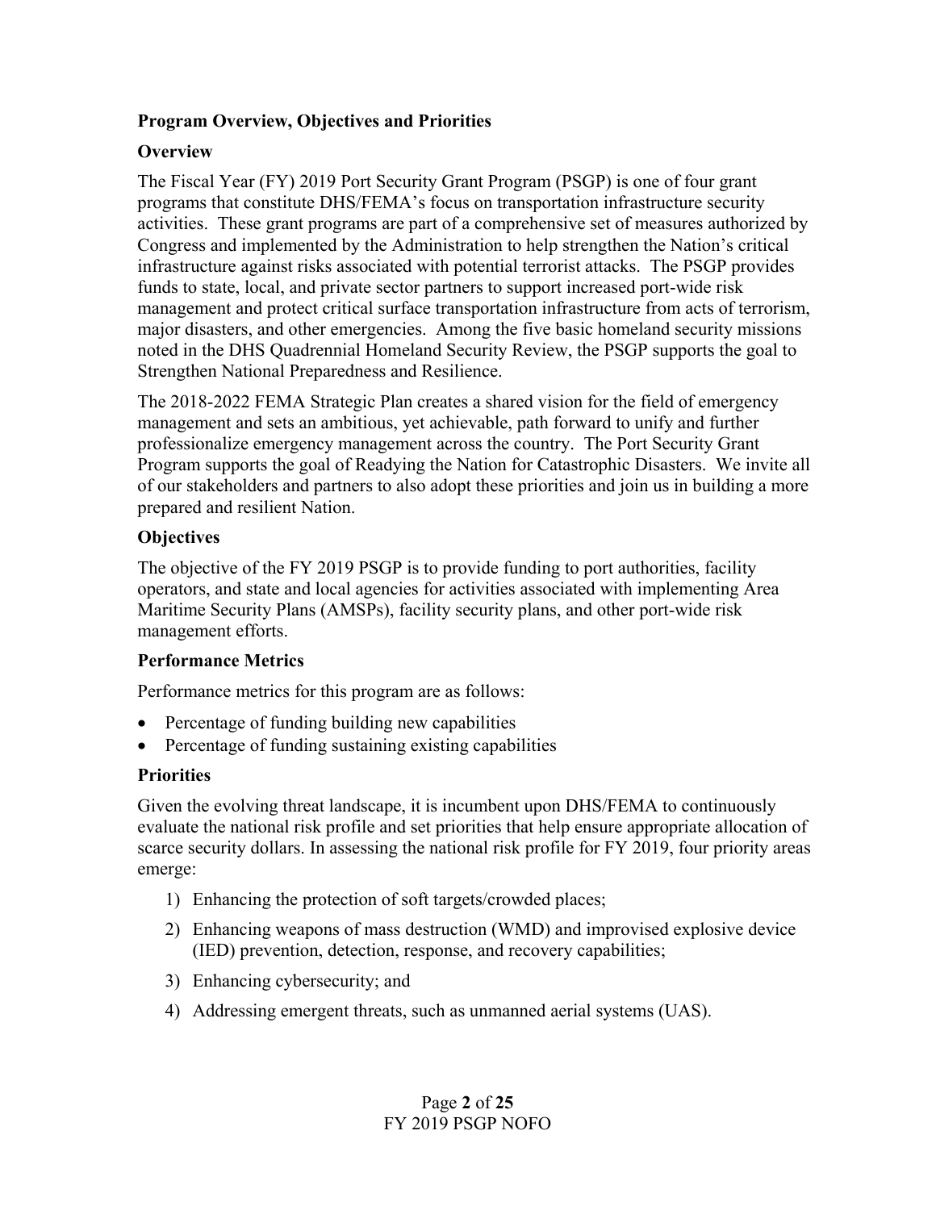## Program Overview, Objectives and Priorities

### Overview

The Fiscal Year (FY) 2019 Port Security Grant Program (PSGP) is one of four grant programs that constitute DHS/FEMA's focus on transportation infrastructure security activities. These grant programs are part of a comprehensive set of measures authorized by Congress and implemented by the Administration to help strengthen the Nation's critical infrastructure against risks associated with potential terrorist attacks. The PSGP provides funds to state, local, and private sector partners to support increased port-wide risk management and protect critical surface transportation infrastructure from acts of terrorism, major disasters, and other emergencies. Among the five basic homeland security missions noted in the DHS Quadrennial Homeland Security Review, the PSGP supports the goal to Strengthen National Preparedness and Resilience.

The 2018-2022 FEMA Strategic Plan creates a shared vision for the field of emergency management and sets an ambitious, yet achievable, path forward to unify and further professionalize emergency management across the country. The Port Security Grant Program supports the goal of Readying the Nation for Catastrophic Disasters. We invite all of our stakeholders and partners to also adopt these priorities and join us in building a more prepared and resilient Nation.

### Objectives

The objective of the FY 2019 PSGP is to provide funding to port authorities, facility operators, and state and local agencies for activities associated with implementing Area Maritime Security Plans (AMSPs), facility security plans, and other port-wide risk management efforts.

### Performance Metrics

Performance metrics for this program are as follows:

- Percentage of funding building new capabilities
- Percentage of funding sustaining existing capabilities

### Priorities

Given the evolving threat landscape, it is incumbent upon DHS/FEMA to continuously evaluate the national risk profile and set priorities that help ensure appropriate allocation of scarce security dollars. In assessing the national risk profile for FY 2019, four priority areas emerge:

1) Enhancing the protection of soft targets/crowded places;
2) Enhancing weapons of mass destruction (WMD) and improvised explosive device (IED) prevention, detection, response, and recovery capabilities;
3) Enhancing cybersecurity; and
4) Addressing emergent threats, such as unmanned aerial systems (UAS).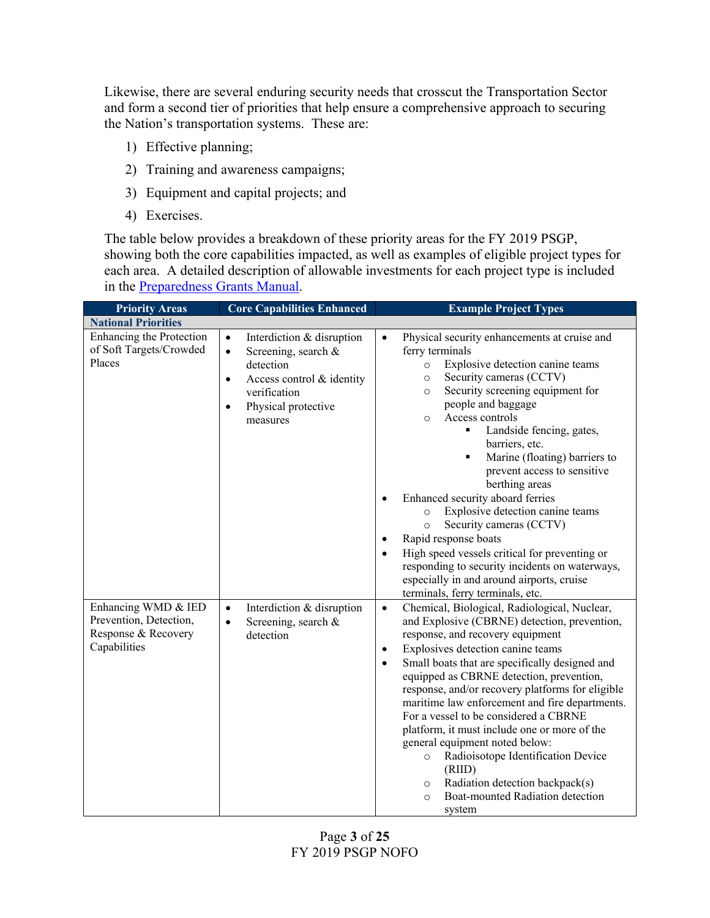Likewise, there are several enduring security needs that crosscut the Transportation Sector and form a second tier of priorities that help ensure a comprehensive approach to securing the Nation's transportation systems. These are:

1) Effective planning;
2) Training and awareness campaigns;
3) Equipment and capital projects; and
4) Exercises.

The table below provides a breakdown of these priority areas for the FY 2019 PSGP, showing both the core capabilities impacted, as well as examples of eligible project types for each area. A detailed description of allowable investments for each project type is included in the [Preparedness Grants Manual](Preparedness Grants Manual).

| Priority Areas | Core Capabilities Enhanced | Example Project Types |
|---|---|---|
| **National Priorities** | | |
| Enhancing the Protection of Soft Targets/Crowded Places | • Interdiction & disruption<br>• Screening, search & detection<br>• Access control & identity verification<br>• Physical protective measures | • Physical security enhancements at cruise and ferry terminals<br>&nbsp;&nbsp;○ Explosive detection canine teams<br>&nbsp;&nbsp;○ Security cameras (CCTV)<br>&nbsp;&nbsp;○ Security screening equipment for people and baggage<br>&nbsp;&nbsp;○ Access controls<br>&nbsp;&nbsp;&nbsp;&nbsp;▪ Landside fencing, gates, barriers, etc.<br>&nbsp;&nbsp;&nbsp;&nbsp;▪ Marine (floating) barriers to prevent access to sensitive berthing areas<br>• Enhanced security aboard ferries<br>&nbsp;&nbsp;○ Explosive detection canine teams<br>&nbsp;&nbsp;○ Security cameras (CCTV)<br>• Rapid response boats<br>• High speed vessels critical for preventing or responding to security incidents on waterways, especially in and around airports, cruise terminals, ferry terminals, etc. |
| Enhancing WMD & IED Prevention, Detection, Response & Recovery Capabilities | • Interdiction & disruption<br>• Screening, search & detection | • Chemical, Biological, Radiological, Nuclear, and Explosive (CBRNE) detection, prevention, response, and recovery equipment<br>• Explosives detection canine teams<br>• Small boats that are specifically designed and equipped as CBRNE detection, prevention, response, and/or recovery platforms for eligible maritime law enforcement and fire departments. For a vessel to be considered a CBRNE platform, it must include one or more of the general equipment noted below:<br>&nbsp;&nbsp;○ Radioisotope Identification Device (RIID)<br>&nbsp;&nbsp;○ Radiation detection backpack(s)<br>&nbsp;&nbsp;○ Boat-mounted Radiation detection system |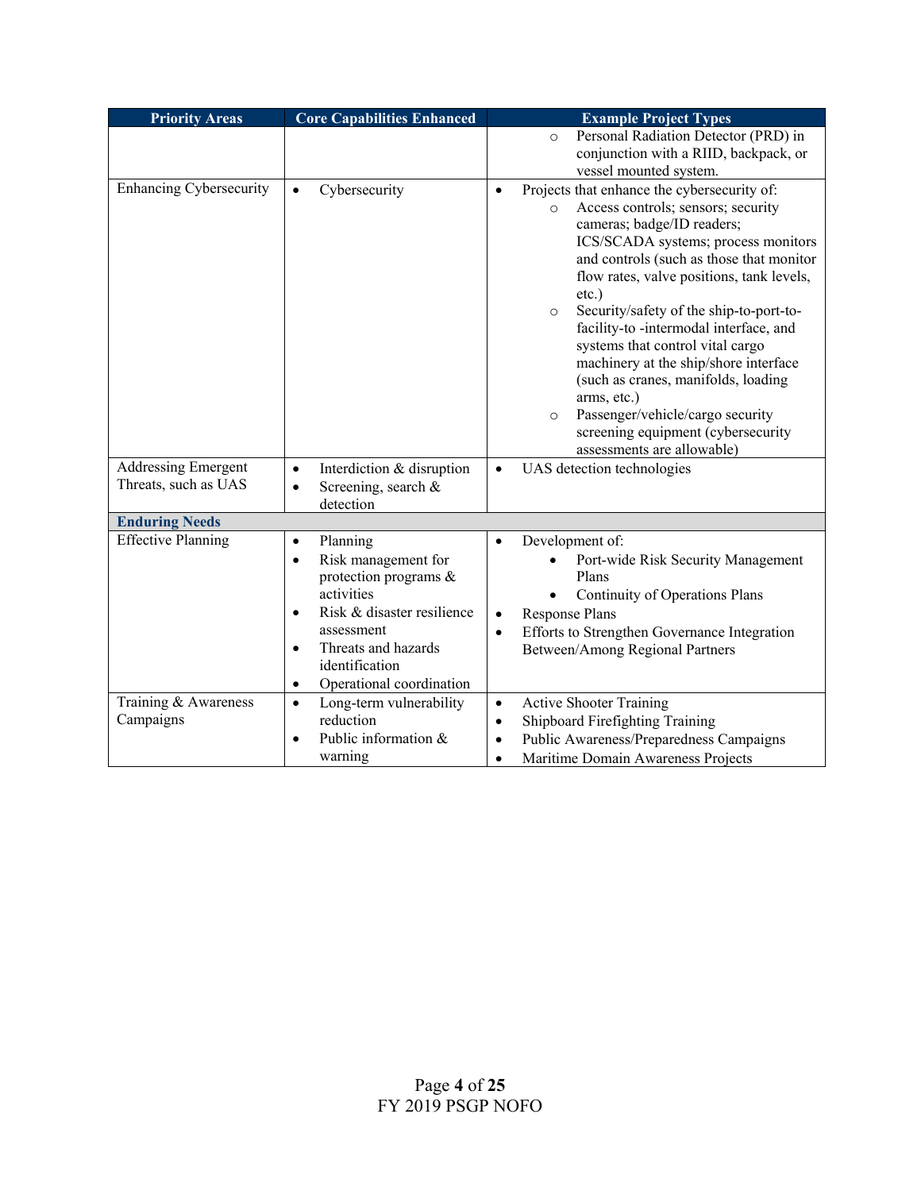| Priority Areas | Core Capabilities Enhanced | Example Project Types |
|---|---|---|
| | | ○ Personal Radiation Detector (PRD) in conjunction with a RIID, backpack, or vessel mounted system. |
| Enhancing Cybersecurity | • Cybersecurity | • Projects that enhance the cybersecurity of:<br>○ Access controls; sensors; security cameras; badge/ID readers; ICS/SCADA systems; process monitors and controls (such as those that monitor flow rates, valve positions, tank levels, etc.)<br>○ Security/safety of the ship-to-port-to-facility-to -intermodal interface, and systems that control vital cargo machinery at the ship/shore interface (such as cranes, manifolds, loading arms, etc.)<br>○ Passenger/vehicle/cargo security screening equipment (cybersecurity assessments are allowable) |
| Addressing Emergent Threats, such as UAS | • Interdiction & disruption<br>• Screening, search & detection | • UAS detection technologies |
| **Enduring Needs** | | |
| Effective Planning | • Planning<br>• Risk management for protection programs & activities<br>• Risk & disaster resilience assessment<br>• Threats and hazards identification<br>• Operational coordination | • Development of:<br>• Port-wide Risk Security Management Plans<br>• Continuity of Operations Plans<br>• Response Plans<br>• Efforts to Strengthen Governance Integration Between/Among Regional Partners |
| Training & Awareness Campaigns | • Long-term vulnerability reduction<br>• Public information & warning | • Active Shooter Training<br>• Shipboard Firefighting Training<br>• Public Awareness/Preparedness Campaigns<br>• Maritime Domain Awareness Projects |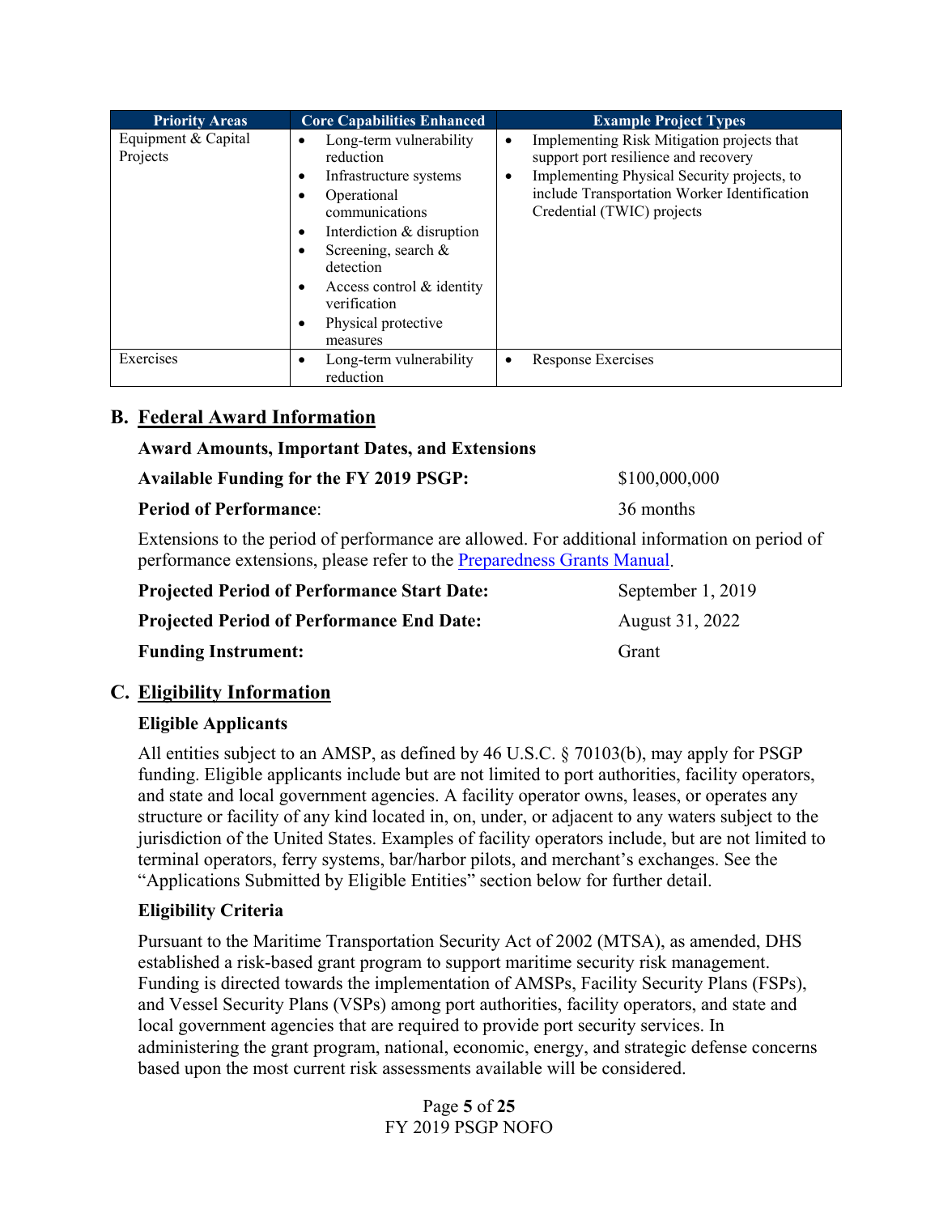| Priority Areas | Core Capabilities Enhanced | Example Project Types |
|---|---|---|
| Equipment & Capital Projects | • Long-term vulnerability reduction<br>• Infrastructure systems<br>• Operational communications<br>• Interdiction & disruption<br>• Screening, search & detection<br>• Access control & identity verification<br>• Physical protective measures | • Implementing Risk Mitigation projects that support port resilience and recovery<br>• Implementing Physical Security projects, to include Transportation Worker Identification Credential (TWIC) projects |
| Exercises | • Long-term vulnerability reduction | • Response Exercises |

## B. Federal Award Information

**Award Amounts, Important Dates, and Extensions**

**Available Funding for the FY 2019 PSGP:** $100,000,000

**Period of Performance**: 36 months

Extensions to the period of performance are allowed. For additional information on period of performance extensions, please refer to the Preparedness Grants Manual.

**Projected Period of Performance Start Date:** September 1, 2019

**Projected Period of Performance End Date:** August 31, 2022

**Funding Instrument:** Grant

## C. Eligibility Information

**Eligible Applicants**

All entities subject to an AMSP, as defined by 46 U.S.C. § 70103(b), may apply for PSGP funding. Eligible applicants include but are not limited to port authorities, facility operators, and state and local government agencies. A facility operator owns, leases, or operates any structure or facility of any kind located in, on, under, or adjacent to any waters subject to the jurisdiction of the United States. Examples of facility operators include, but are not limited to terminal operators, ferry systems, bar/harbor pilots, and merchant's exchanges. See the "Applications Submitted by Eligible Entities" section below for further detail.

**Eligibility Criteria**

Pursuant to the Maritime Transportation Security Act of 2002 (MTSA), as amended, DHS established a risk-based grant program to support maritime security risk management. Funding is directed towards the implementation of AMSPs, Facility Security Plans (FSPs), and Vessel Security Plans (VSPs) among port authorities, facility operators, and state and local government agencies that are required to provide port security services. In administering the grant program, national, economic, energy, and strategic defense concerns based upon the most current risk assessments available will be considered.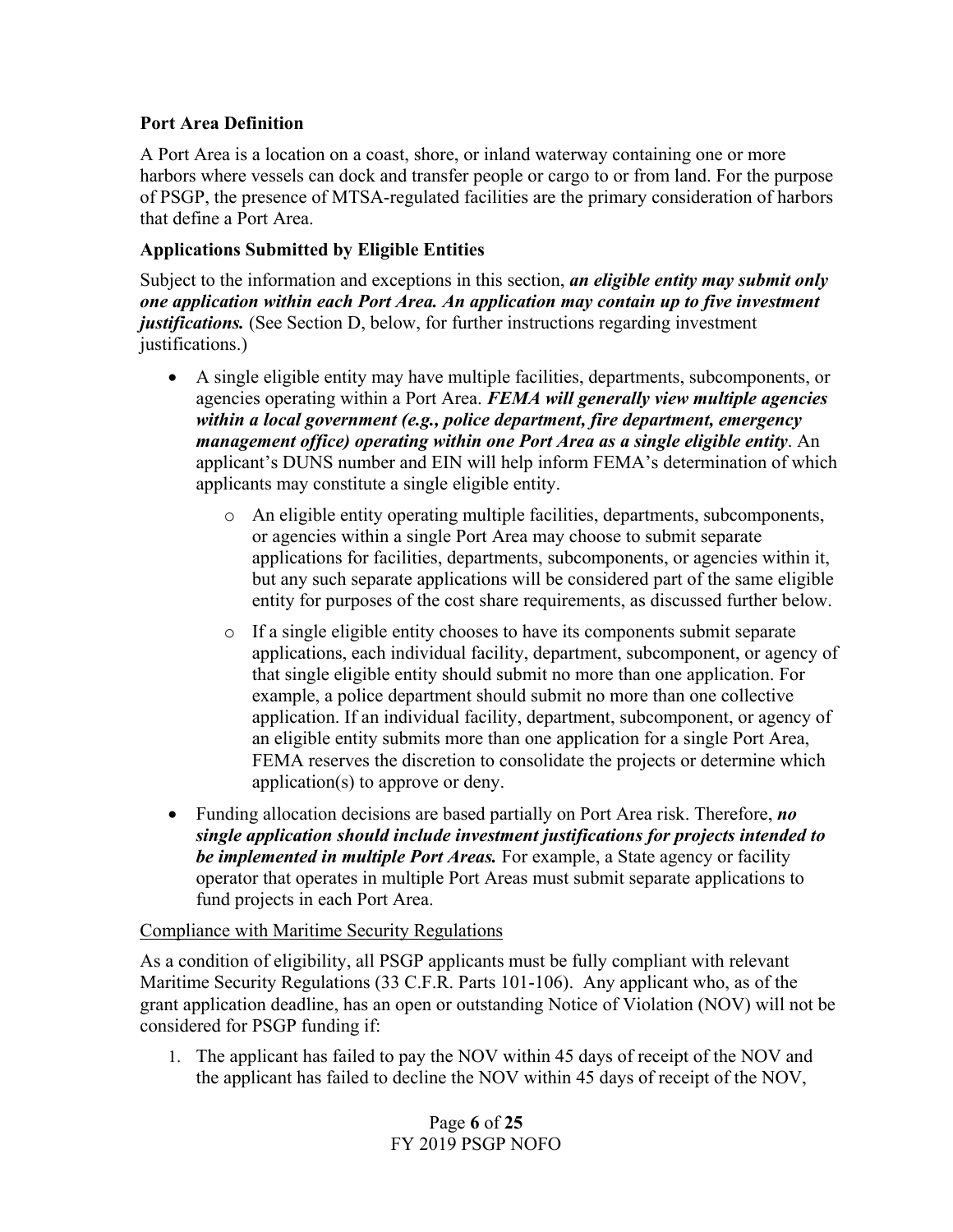**Port Area Definition**

A Port Area is a location on a coast, shore, or inland waterway containing one or more harbors where vessels can dock and transfer people or cargo to or from land. For the purpose of PSGP, the presence of MTSA-regulated facilities are the primary consideration of harbors that define a Port Area.

**Applications Submitted by Eligible Entities**

Subject to the information and exceptions in this section, ***an eligible entity may submit only one application within each Port Area. An application may contain up to five investment justifications.*** (See Section D, below, for further instructions regarding investment justifications.)

- A single eligible entity may have multiple facilities, departments, subcomponents, or agencies operating within a Port Area. ***FEMA will generally view multiple agencies within a local government (e.g., police department, fire department, emergency management office) operating within one Port Area as a single eligible entity***. An applicant's DUNS number and EIN will help inform FEMA's determination of which applicants may constitute a single eligible entity.
    - An eligible entity operating multiple facilities, departments, subcomponents, or agencies within a single Port Area may choose to submit separate applications for facilities, departments, subcomponents, or agencies within it, but any such separate applications will be considered part of the same eligible entity for purposes of the cost share requirements, as discussed further below.
    - If a single eligible entity chooses to have its components submit separate applications, each individual facility, department, subcomponent, or agency of that single eligible entity should submit no more than one application. For example, a police department should submit no more than one collective application. If an individual facility, department, subcomponent, or agency of an eligible entity submits more than one application for a single Port Area, FEMA reserves the discretion to consolidate the projects or determine which application(s) to approve or deny.
- Funding allocation decisions are based partially on Port Area risk. Therefore, ***no single application should include investment justifications for projects intended to be implemented in multiple Port Areas.*** For example, a State agency or facility operator that operates in multiple Port Areas must submit separate applications to fund projects in each Port Area.

Compliance with Maritime Security Regulations

As a condition of eligibility, all PSGP applicants must be fully compliant with relevant Maritime Security Regulations (33 C.F.R. Parts 101-106). Any applicant who, as of the grant application deadline, has an open or outstanding Notice of Violation (NOV) will not be considered for PSGP funding if:

1. The applicant has failed to pay the NOV within 45 days of receipt of the NOV and the applicant has failed to decline the NOV within 45 days of receipt of the NOV,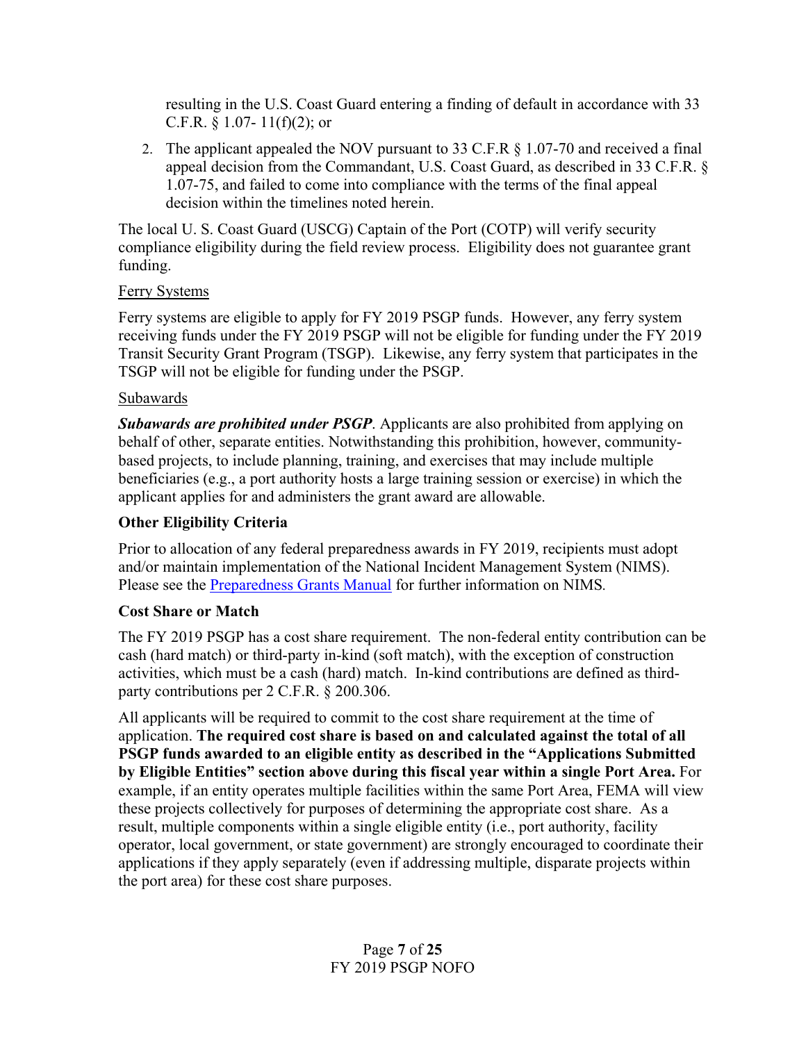resulting in the U.S. Coast Guard entering a finding of default in accordance with 33 C.F.R. § 1.07- 11(f)(2); or

2. The applicant appealed the NOV pursuant to 33 C.F.R § 1.07-70 and received a final appeal decision from the Commandant, U.S. Coast Guard, as described in 33 C.F.R. § 1.07-75, and failed to come into compliance with the terms of the final appeal decision within the timelines noted herein.

The local U. S. Coast Guard (USCG) Captain of the Port (COTP) will verify security compliance eligibility during the field review process. Eligibility does not guarantee grant funding.

Ferry Systems

Ferry systems are eligible to apply for FY 2019 PSGP funds. However, any ferry system receiving funds under the FY 2019 PSGP will not be eligible for funding under the FY 2019 Transit Security Grant Program (TSGP). Likewise, any ferry system that participates in the TSGP will not be eligible for funding under the PSGP.

Subawards

***Subawards are prohibited under PSGP***. Applicants are also prohibited from applying on behalf of other, separate entities. Notwithstanding this prohibition, however, community-based projects, to include planning, training, and exercises that may include multiple beneficiaries (e.g., a port authority hosts a large training session or exercise) in which the applicant applies for and administers the grant award are allowable.

**Other Eligibility Criteria**

Prior to allocation of any federal preparedness awards in FY 2019, recipients must adopt and/or maintain implementation of the National Incident Management System (NIMS). Please see the Preparedness Grants Manual for further information on NIMS.

**Cost Share or Match**

The FY 2019 PSGP has a cost share requirement. The non-federal entity contribution can be cash (hard match) or third-party in-kind (soft match), with the exception of construction activities, which must be a cash (hard) match. In-kind contributions are defined as third-party contributions per 2 C.F.R. § 200.306.

All applicants will be required to commit to the cost share requirement at the time of application. **The required cost share is based on and calculated against the total of all PSGP funds awarded to an eligible entity as described in the "Applications Submitted by Eligible Entities" section above during this fiscal year within a single Port Area.** For example, if an entity operates multiple facilities within the same Port Area, FEMA will view these projects collectively for purposes of determining the appropriate cost share. As a result, multiple components within a single eligible entity (i.e., port authority, facility operator, local government, or state government) are strongly encouraged to coordinate their applications if they apply separately (even if addressing multiple, disparate projects within the port area) for these cost share purposes.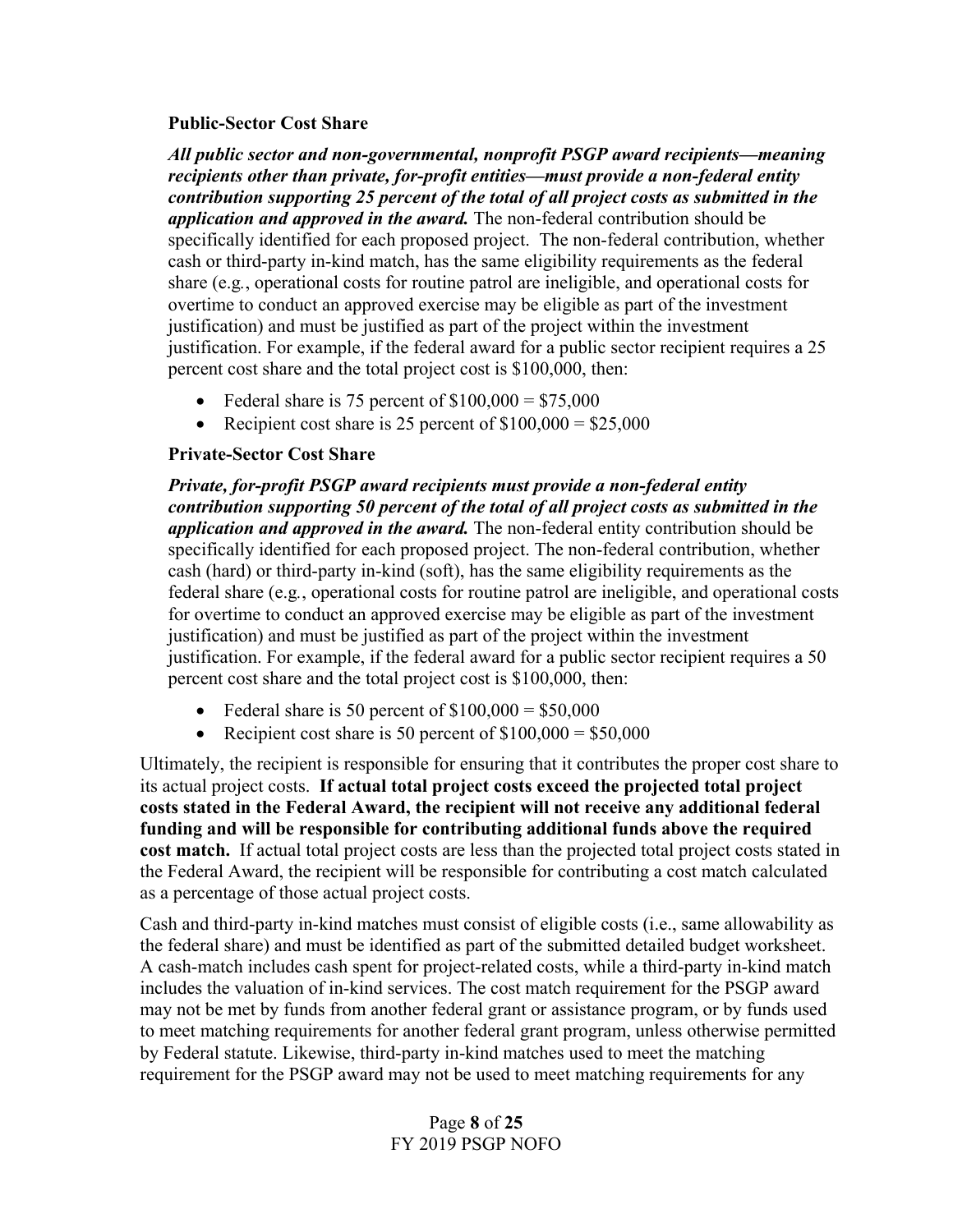### Public-Sector Cost Share

***All public sector and non-governmental, nonprofit PSGP award recipients—meaning recipients other than private, for-profit entities—must provide a non-federal entity contribution supporting 25 percent of the total of all project costs as submitted in the application and approved in the award.*** The non-federal contribution should be specifically identified for each proposed project. The non-federal contribution, whether cash or third-party in-kind match, has the same eligibility requirements as the federal share (e.g., operational costs for routine patrol are ineligible, and operational costs for overtime to conduct an approved exercise may be eligible as part of the investment justification) and must be justified as part of the project within the investment justification. For example, if the federal award for a public sector recipient requires a 25 percent cost share and the total project cost is $100,000, then:

- Federal share is 75 percent of $100,000 = $75,000
- Recipient cost share is 25 percent of $100,000 = $25,000

### Private-Sector Cost Share

***Private, for-profit PSGP award recipients must provide a non-federal entity contribution supporting 50 percent of the total of all project costs as submitted in the application and approved in the award.*** The non-federal entity contribution should be specifically identified for each proposed project. The non-federal contribution, whether cash (hard) or third-party in-kind (soft), has the same eligibility requirements as the federal share (e.g., operational costs for routine patrol are ineligible, and operational costs for overtime to conduct an approved exercise may be eligible as part of the investment justification) and must be justified as part of the project within the investment justification. For example, if the federal award for a public sector recipient requires a 50 percent cost share and the total project cost is $100,000, then:

- Federal share is 50 percent of $100,000 = $50,000
- Recipient cost share is 50 percent of $100,000 = $50,000

Ultimately, the recipient is responsible for ensuring that it contributes the proper cost share to its actual project costs. **If actual total project costs exceed the projected total project costs stated in the Federal Award, the recipient will not receive any additional federal funding and will be responsible for contributing additional funds above the required cost match.** If actual total project costs are less than the projected total project costs stated in the Federal Award, the recipient will be responsible for contributing a cost match calculated as a percentage of those actual project costs.

Cash and third-party in-kind matches must consist of eligible costs (i.e., same allowability as the federal share) and must be identified as part of the submitted detailed budget worksheet. A cash-match includes cash spent for project-related costs, while a third-party in-kind match includes the valuation of in-kind services. The cost match requirement for the PSGP award may not be met by funds from another federal grant or assistance program, or by funds used to meet matching requirements for another federal grant program, unless otherwise permitted by Federal statute. Likewise, third-party in-kind matches used to meet the matching requirement for the PSGP award may not be used to meet matching requirements for any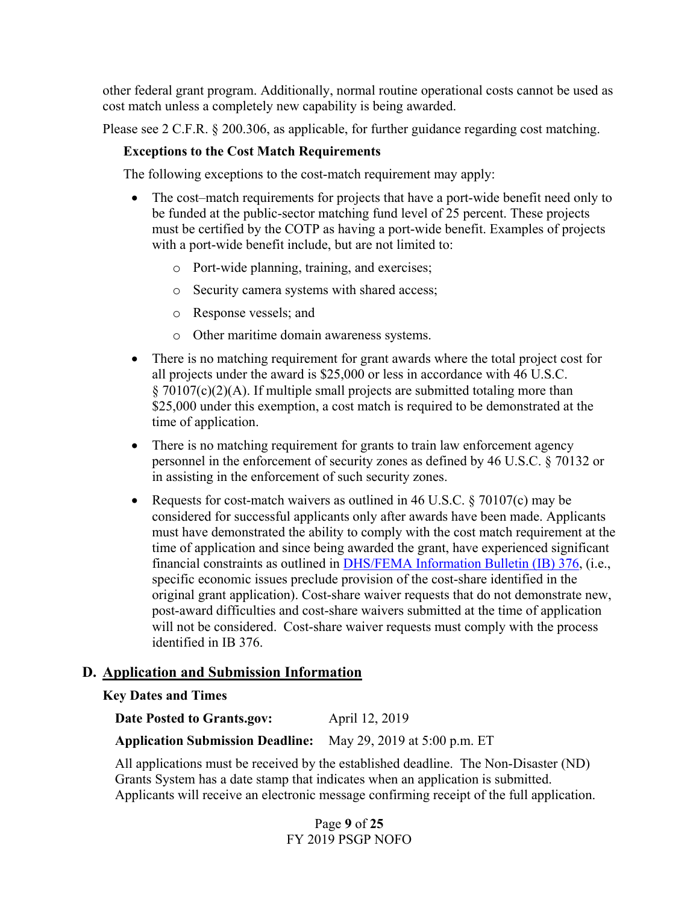other federal grant program. Additionally, normal routine operational costs cannot be used as cost match unless a completely new capability is being awarded.

Please see 2 C.F.R. § 200.306, as applicable, for further guidance regarding cost matching.

**Exceptions to the Cost Match Requirements**

The following exceptions to the cost-match requirement may apply:

- The cost–match requirements for projects that have a port-wide benefit need only to be funded at the public-sector matching fund level of 25 percent. These projects must be certified by the COTP as having a port-wide benefit. Examples of projects with a port-wide benefit include, but are not limited to:
  - Port-wide planning, training, and exercises;
  - Security camera systems with shared access;
  - Response vessels; and
  - Other maritime domain awareness systems.
- There is no matching requirement for grant awards where the total project cost for all projects under the award is $25,000 or less in accordance with 46 U.S.C. § 70107(c)(2)(A). If multiple small projects are submitted totaling more than $25,000 under this exemption, a cost match is required to be demonstrated at the time of application.
- There is no matching requirement for grants to train law enforcement agency personnel in the enforcement of security zones as defined by 46 U.S.C. § 70132 or in assisting in the enforcement of such security zones.
- Requests for cost-match waivers as outlined in 46 U.S.C. § 70107(c) may be considered for successful applicants only after awards have been made. Applicants must have demonstrated the ability to comply with the cost match requirement at the time of application and since being awarded the grant, have experienced significant financial constraints as outlined in [DHS/FEMA Information Bulletin (IB) 376](), (i.e., specific economic issues preclude provision of the cost-share identified in the original grant application). Cost-share waiver requests that do not demonstrate new, post-award difficulties and cost-share waivers submitted at the time of application will not be considered. Cost-share waiver requests must comply with the process identified in IB 376.

## D. Application and Submission Information

**Key Dates and Times**

**Date Posted to Grants.gov:** April 12, 2019

**Application Submission Deadline:** May 29, 2019 at 5:00 p.m. ET

All applications must be received by the established deadline. The Non-Disaster (ND) Grants System has a date stamp that indicates when an application is submitted. Applicants will receive an electronic message confirming receipt of the full application.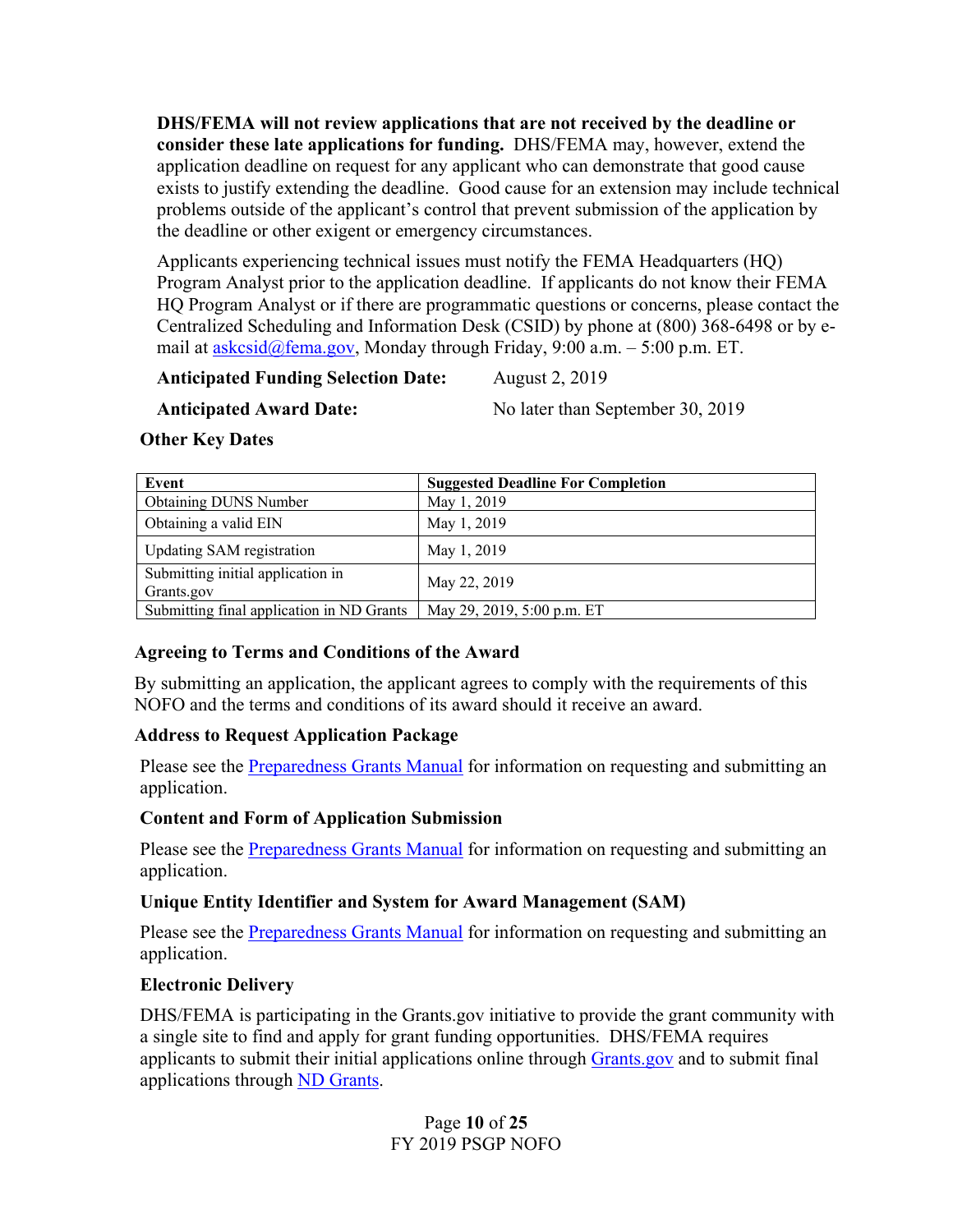**DHS/FEMA will not review applications that are not received by the deadline or consider these late applications for funding.** DHS/FEMA may, however, extend the application deadline on request for any applicant who can demonstrate that good cause exists to justify extending the deadline. Good cause for an extension may include technical problems outside of the applicant's control that prevent submission of the application by the deadline or other exigent or emergency circumstances.

Applicants experiencing technical issues must notify the FEMA Headquarters (HQ) Program Analyst prior to the application deadline. If applicants do not know their FEMA HQ Program Analyst or if there are programmatic questions or concerns, please contact the Centralized Scheduling and Information Desk (CSID) by phone at (800) 368-6498 or by e-mail at askcsid@fema.gov, Monday through Friday, 9:00 a.m. – 5:00 p.m. ET.

**Anticipated Funding Selection Date:** August 2, 2019

**Anticipated Award Date:** No later than September 30, 2019

### Other Key Dates

| Event | Suggested Deadline For Completion |
|---|---|
| Obtaining DUNS Number | May 1, 2019 |
| Obtaining a valid EIN | May 1, 2019 |
| Updating SAM registration | May 1, 2019 |
| Submitting initial application in Grants.gov | May 22, 2019 |
| Submitting final application in ND Grants | May 29, 2019, 5:00 p.m. ET |

### Agreeing to Terms and Conditions of the Award

By submitting an application, the applicant agrees to comply with the requirements of this NOFO and the terms and conditions of its award should it receive an award.

### Address to Request Application Package

Please see the Preparedness Grants Manual for information on requesting and submitting an application.

### Content and Form of Application Submission

Please see the Preparedness Grants Manual for information on requesting and submitting an application.

### Unique Entity Identifier and System for Award Management (SAM)

Please see the Preparedness Grants Manual for information on requesting and submitting an application.

### Electronic Delivery

DHS/FEMA is participating in the Grants.gov initiative to provide the grant community with a single site to find and apply for grant funding opportunities. DHS/FEMA requires applicants to submit their initial applications online through Grants.gov and to submit final applications through ND Grants.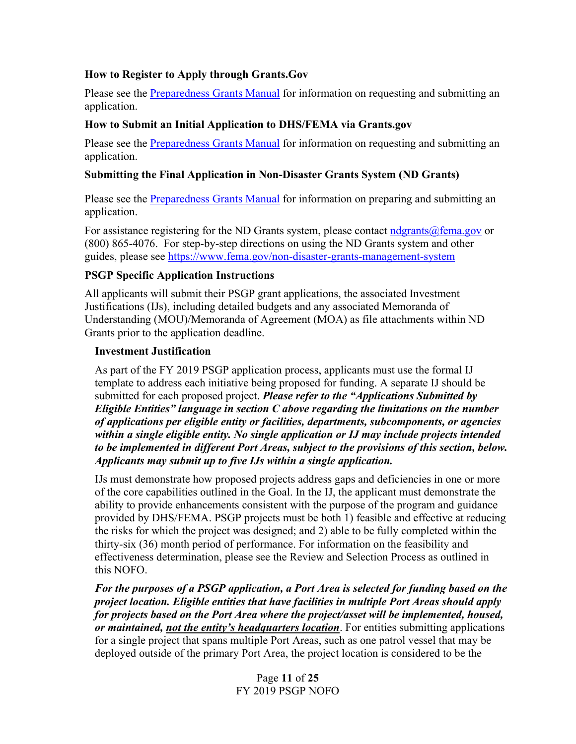**How to Register to Apply through Grants.Gov**

Please see the [Preparedness Grants Manual](#) for information on requesting and submitting an application.

**How to Submit an Initial Application to DHS/FEMA via Grants.gov**

Please see the [Preparedness Grants Manual](#) for information on requesting and submitting an application.

**Submitting the Final Application in Non-Disaster Grants System (ND Grants)**

Please see the [Preparedness Grants Manual](#) for information on preparing and submitting an application.

For assistance registering for the ND Grants system, please contact [ndgrants@fema.gov](mailto:ndgrants@fema.gov) or (800) 865-4076. For step-by-step directions on using the ND Grants system and other guides, please see [https://www.fema.gov/non-disaster-grants-management-system](https://www.fema.gov/non-disaster-grants-management-system)

**PSGP Specific Application Instructions**

All applicants will submit their PSGP grant applications, the associated Investment Justifications (IJs), including detailed budgets and any associated Memoranda of Understanding (MOU)/Memoranda of Agreement (MOA) as file attachments within ND Grants prior to the application deadline.

**Investment Justification**

As part of the FY 2019 PSGP application process, applicants must use the formal IJ template to address each initiative being proposed for funding. A separate IJ should be submitted for each proposed project. ***Please refer to the "Applications Submitted by Eligible Entities" language in section C above regarding the limitations on the number of applications per eligible entity or facilities, departments, subcomponents, or agencies within a single eligible entity. No single application or IJ may include projects intended to be implemented in different Port Areas, subject to the provisions of this section, below. Applicants may submit up to five IJs within a single application.***

IJs must demonstrate how proposed projects address gaps and deficiencies in one or more of the core capabilities outlined in the Goal. In the IJ, the applicant must demonstrate the ability to provide enhancements consistent with the purpose of the program and guidance provided by DHS/FEMA. PSGP projects must be both 1) feasible and effective at reducing the risks for which the project was designed; and 2) able to be fully completed within the thirty-six (36) month period of performance. For information on the feasibility and effectiveness determination, please see the Review and Selection Process as outlined in this NOFO.

***For the purposes of a PSGP application, a Port Area is selected for funding based on the project location. Eligible entities that have facilities in multiple Port Areas should apply for projects based on the Port Area where the project/asset will be implemented, housed, or maintained, <u>not the entity's headquarters location</u>.*** For entities submitting applications for a single project that spans multiple Port Areas, such as one patrol vessel that may be deployed outside of the primary Port Area, the project location is considered to be the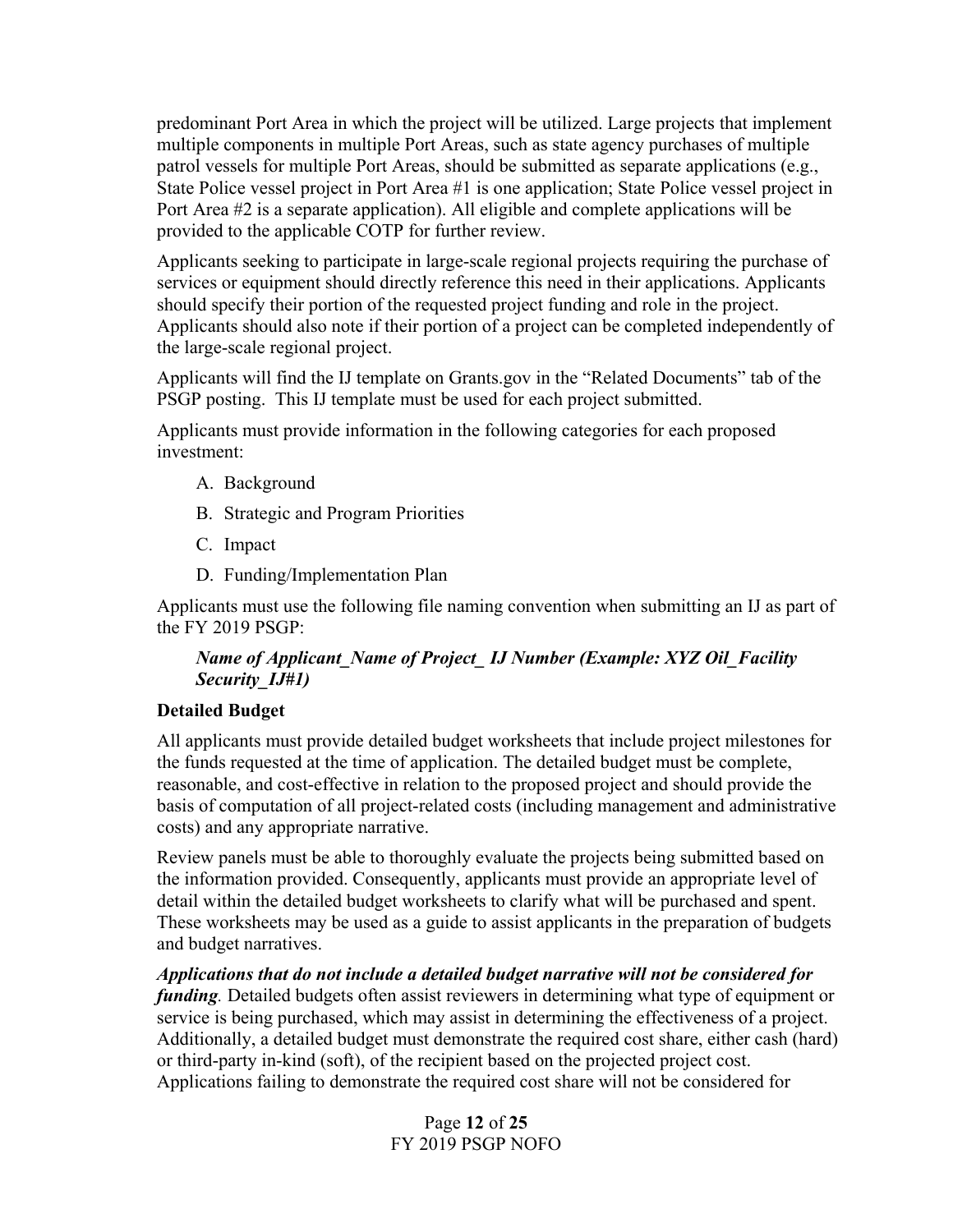predominant Port Area in which the project will be utilized. Large projects that implement multiple components in multiple Port Areas, such as state agency purchases of multiple patrol vessels for multiple Port Areas, should be submitted as separate applications (e.g., State Police vessel project in Port Area #1 is one application; State Police vessel project in Port Area #2 is a separate application). All eligible and complete applications will be provided to the applicable COTP for further review.

Applicants seeking to participate in large-scale regional projects requiring the purchase of services or equipment should directly reference this need in their applications. Applicants should specify their portion of the requested project funding and role in the project. Applicants should also note if their portion of a project can be completed independently of the large-scale regional project.

Applicants will find the IJ template on Grants.gov in the "Related Documents" tab of the PSGP posting. This IJ template must be used for each project submitted.

Applicants must provide information in the following categories for each proposed investment:

A. Background
B. Strategic and Program Priorities
C. Impact
D. Funding/Implementation Plan

Applicants must use the following file naming convention when submitting an IJ as part of the FY 2019 PSGP:

***Name of Applicant_Name of Project_ IJ Number (Example: XYZ Oil_Facility Security_IJ#1)***

**Detailed Budget**

All applicants must provide detailed budget worksheets that include project milestones for the funds requested at the time of application. The detailed budget must be complete, reasonable, and cost-effective in relation to the proposed project and should provide the basis of computation of all project-related costs (including management and administrative costs) and any appropriate narrative.

Review panels must be able to thoroughly evaluate the projects being submitted based on the information provided. Consequently, applicants must provide an appropriate level of detail within the detailed budget worksheets to clarify what will be purchased and spent. These worksheets may be used as a guide to assist applicants in the preparation of budgets and budget narratives.

***Applications that do not include a detailed budget narrative will not be considered for funding.*** Detailed budgets often assist reviewers in determining what type of equipment or service is being purchased, which may assist in determining the effectiveness of a project. Additionally, a detailed budget must demonstrate the required cost share, either cash (hard) or third-party in-kind (soft), of the recipient based on the projected project cost. Applications failing to demonstrate the required cost share will not be considered for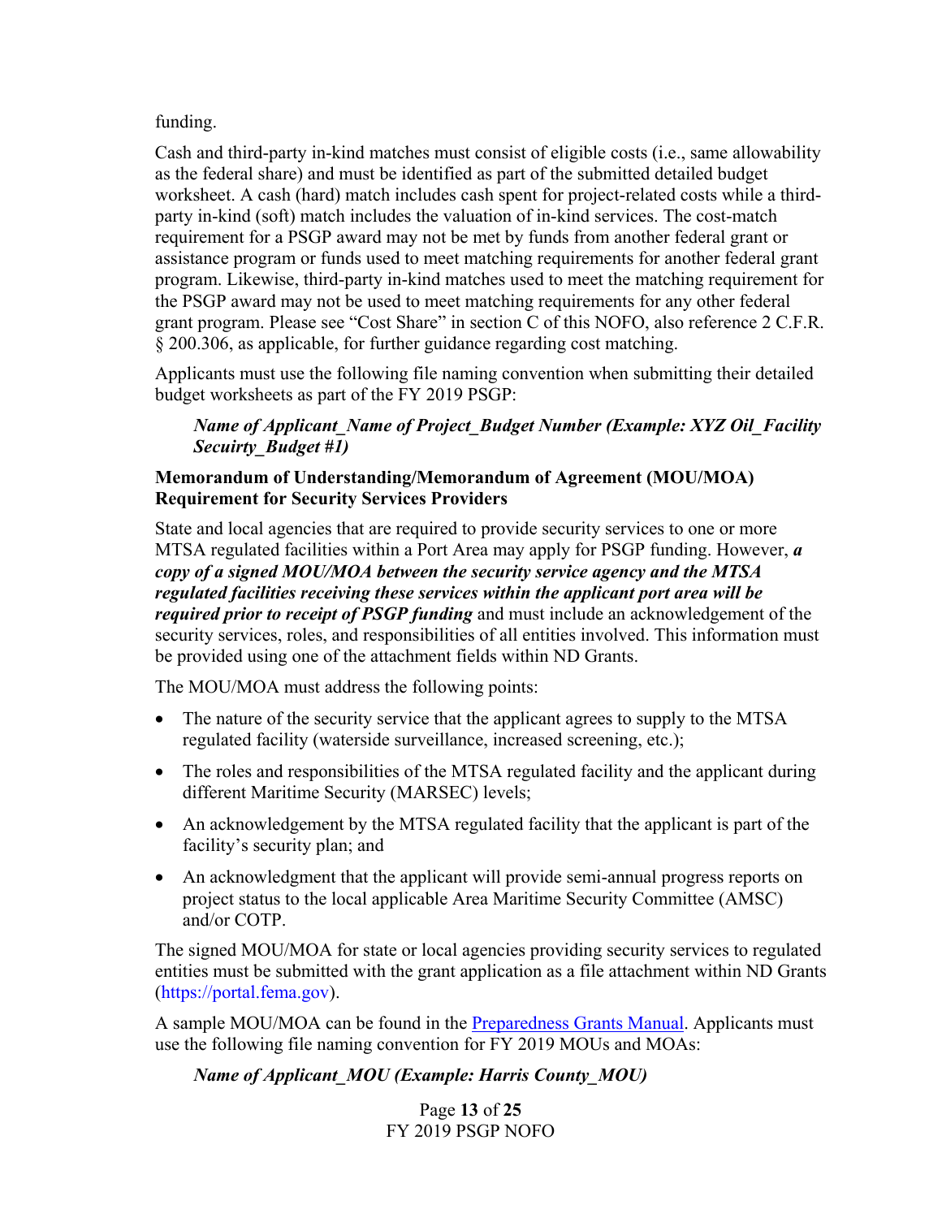funding.

Cash and third-party in-kind matches must consist of eligible costs (i.e., same allowability as the federal share) and must be identified as part of the submitted detailed budget worksheet. A cash (hard) match includes cash spent for project-related costs while a third-party in-kind (soft) match includes the valuation of in-kind services. The cost-match requirement for a PSGP award may not be met by funds from another federal grant or assistance program or funds used to meet matching requirements for another federal grant program. Likewise, third-party in-kind matches used to meet the matching requirement for the PSGP award may not be used to meet matching requirements for any other federal grant program. Please see "Cost Share" in section C of this NOFO, also reference 2 C.F.R. § 200.306, as applicable, for further guidance regarding cost matching.

Applicants must use the following file naming convention when submitting their detailed budget worksheets as part of the FY 2019 PSGP:

> ***Name of Applicant_Name of Project_Budget Number (Example: XYZ Oil_Facility Secuirty_Budget #1)***

**Memorandum of Understanding/Memorandum of Agreement (MOU/MOA) Requirement for Security Services Providers**

State and local agencies that are required to provide security services to one or more MTSA regulated facilities within a Port Area may apply for PSGP funding. However, ***a copy of a signed MOU/MOA between the security service agency and the MTSA regulated facilities receiving these services within the applicant port area will be required prior to receipt of PSGP funding*** and must include an acknowledgement of the security services, roles, and responsibilities of all entities involved. This information must be provided using one of the attachment fields within ND Grants.

The MOU/MOA must address the following points:

- The nature of the security service that the applicant agrees to supply to the MTSA regulated facility (waterside surveillance, increased screening, etc.);
- The roles and responsibilities of the MTSA regulated facility and the applicant during different Maritime Security (MARSEC) levels;
- An acknowledgement by the MTSA regulated facility that the applicant is part of the facility's security plan; and
- An acknowledgment that the applicant will provide semi-annual progress reports on project status to the local applicable Area Maritime Security Committee (AMSC) and/or COTP.

The signed MOU/MOA for state or local agencies providing security services to regulated entities must be submitted with the grant application as a file attachment within ND Grants (https://portal.fema.gov).

A sample MOU/MOA can be found in the Preparedness Grants Manual. Applicants must use the following file naming convention for FY 2019 MOUs and MOAs:

> ***Name of Applicant_MOU (Example: Harris County_MOU)***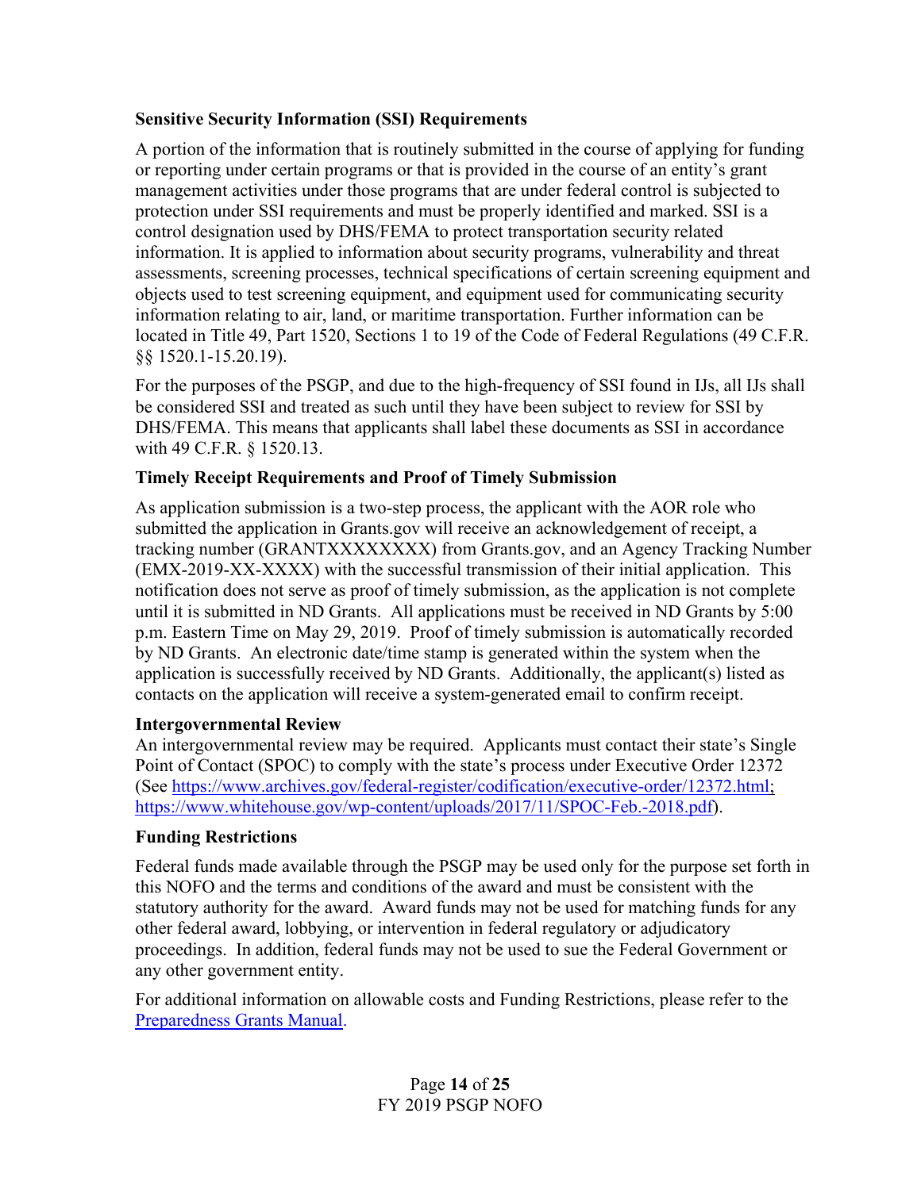**Sensitive Security Information (SSI) Requirements**

A portion of the information that is routinely submitted in the course of applying for funding or reporting under certain programs or that is provided in the course of an entity's grant management activities under those programs that are under federal control is subjected to protection under SSI requirements and must be properly identified and marked. SSI is a control designation used by DHS/FEMA to protect transportation security related information. It is applied to information about security programs, vulnerability and threat assessments, screening processes, technical specifications of certain screening equipment and objects used to test screening equipment, and equipment used for communicating security information relating to air, land, or maritime transportation. Further information can be located in Title 49, Part 1520, Sections 1 to 19 of the Code of Federal Regulations (49 C.F.R. §§ 1520.1-15.20.19).

For the purposes of the PSGP, and due to the high-frequency of SSI found in IJs, all IJs shall be considered SSI and treated as such until they have been subject to review for SSI by DHS/FEMA. This means that applicants shall label these documents as SSI in accordance with 49 C.F.R. § 1520.13.

**Timely Receipt Requirements and Proof of Timely Submission**

As application submission is a two-step process, the applicant with the AOR role who submitted the application in Grants.gov will receive an acknowledgement of receipt, a tracking number (GRANTXXXXXXXX) from Grants.gov, and an Agency Tracking Number (EMX-2019-XX-XXXX) with the successful transmission of their initial application. This notification does not serve as proof of timely submission, as the application is not complete until it is submitted in ND Grants. All applications must be received in ND Grants by 5:00 p.m. Eastern Time on May 29, 2019. Proof of timely submission is automatically recorded by ND Grants. An electronic date/time stamp is generated within the system when the application is successfully received by ND Grants. Additionally, the applicant(s) listed as contacts on the application will receive a system-generated email to confirm receipt.

**Intergovernmental Review**

An intergovernmental review may be required. Applicants must contact their state's Single Point of Contact (SPOC) to comply with the state's process under Executive Order 12372 (See https://www.archives.gov/federal-register/codification/executive-order/12372.html; https://www.whitehouse.gov/wp-content/uploads/2017/11/SPOC-Feb.-2018.pdf).

**Funding Restrictions**

Federal funds made available through the PSGP may be used only for the purpose set forth in this NOFO and the terms and conditions of the award and must be consistent with the statutory authority for the award. Award funds may not be used for matching funds for any other federal award, lobbying, or intervention in federal regulatory or adjudicatory proceedings. In addition, federal funds may not be used to sue the Federal Government or any other government entity.

For additional information on allowable costs and Funding Restrictions, please refer to the Preparedness Grants Manual.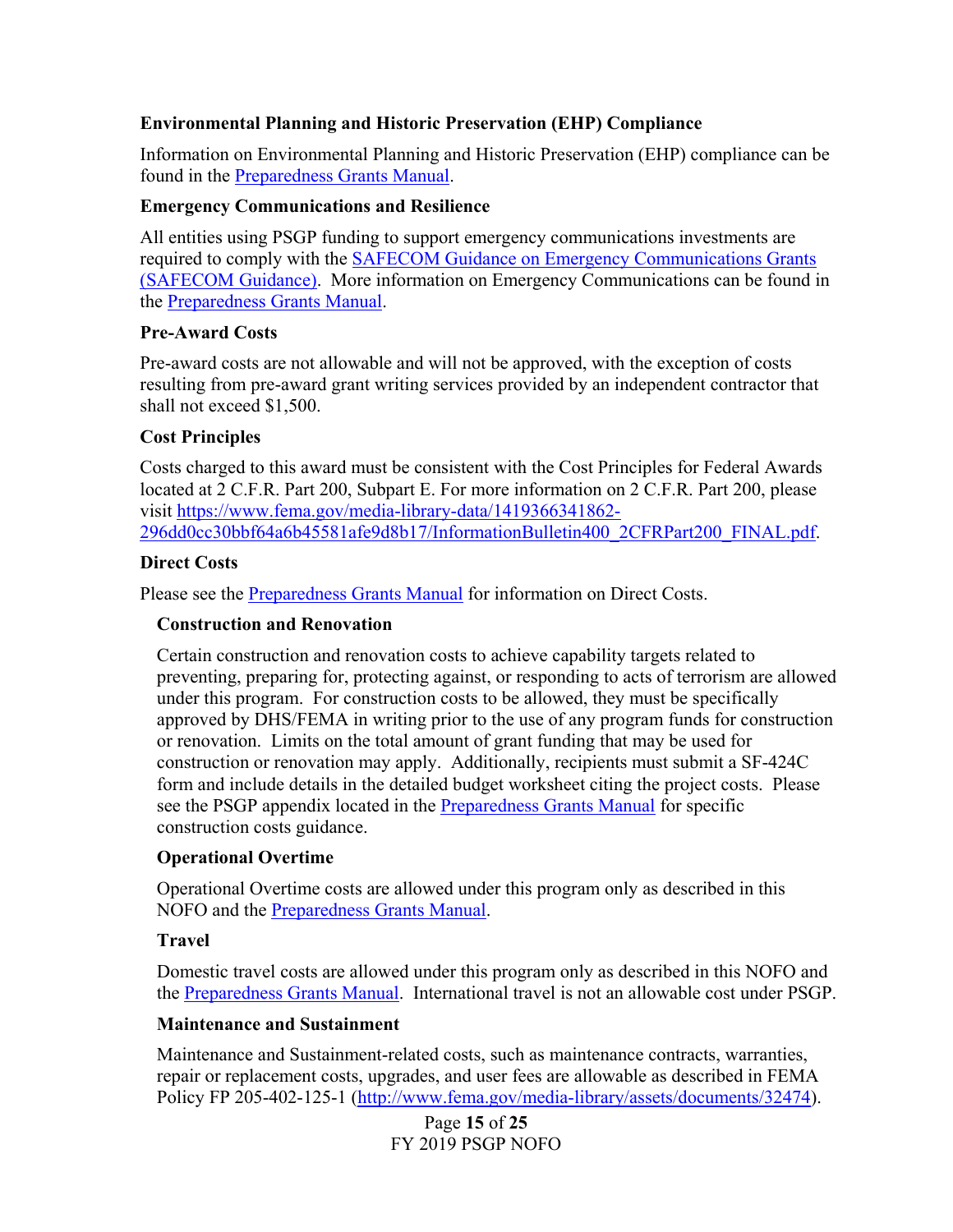### Environmental Planning and Historic Preservation (EHP) Compliance

Information on Environmental Planning and Historic Preservation (EHP) compliance can be found in the Preparedness Grants Manual.

### Emergency Communications and Resilience

All entities using PSGP funding to support emergency communications investments are required to comply with the SAFECOM Guidance on Emergency Communications Grants (SAFECOM Guidance). More information on Emergency Communications can be found in the Preparedness Grants Manual.

### Pre-Award Costs

Pre-award costs are not allowable and will not be approved, with the exception of costs resulting from pre-award grant writing services provided by an independent contractor that shall not exceed $1,500.

### Cost Principles

Costs charged to this award must be consistent with the Cost Principles for Federal Awards located at 2 C.F.R. Part 200, Subpart E. For more information on 2 C.F.R. Part 200, please visit https://www.fema.gov/media-library-data/1419366341862-296dd0cc30bbf64a6b45581afe9d8b17/InformationBulletin400_2CFRPart200_FINAL.pdf.

### Direct Costs

Please see the Preparedness Grants Manual for information on Direct Costs.

#### Construction and Renovation

Certain construction and renovation costs to achieve capability targets related to preventing, preparing for, protecting against, or responding to acts of terrorism are allowed under this program. For construction costs to be allowed, they must be specifically approved by DHS/FEMA in writing prior to the use of any program funds for construction or renovation. Limits on the total amount of grant funding that may be used for construction or renovation may apply. Additionally, recipients must submit a SF-424C form and include details in the detailed budget worksheet citing the project costs. Please see the PSGP appendix located in the Preparedness Grants Manual for specific construction costs guidance.

#### Operational Overtime

Operational Overtime costs are allowed under this program only as described in this NOFO and the Preparedness Grants Manual.

#### Travel

Domestic travel costs are allowed under this program only as described in this NOFO and the Preparedness Grants Manual. International travel is not an allowable cost under PSGP.

#### Maintenance and Sustainment

Maintenance and Sustainment-related costs, such as maintenance contracts, warranties, repair or replacement costs, upgrades, and user fees are allowable as described in FEMA Policy FP 205-402-125-1 (http://www.fema.gov/media-library/assets/documents/32474).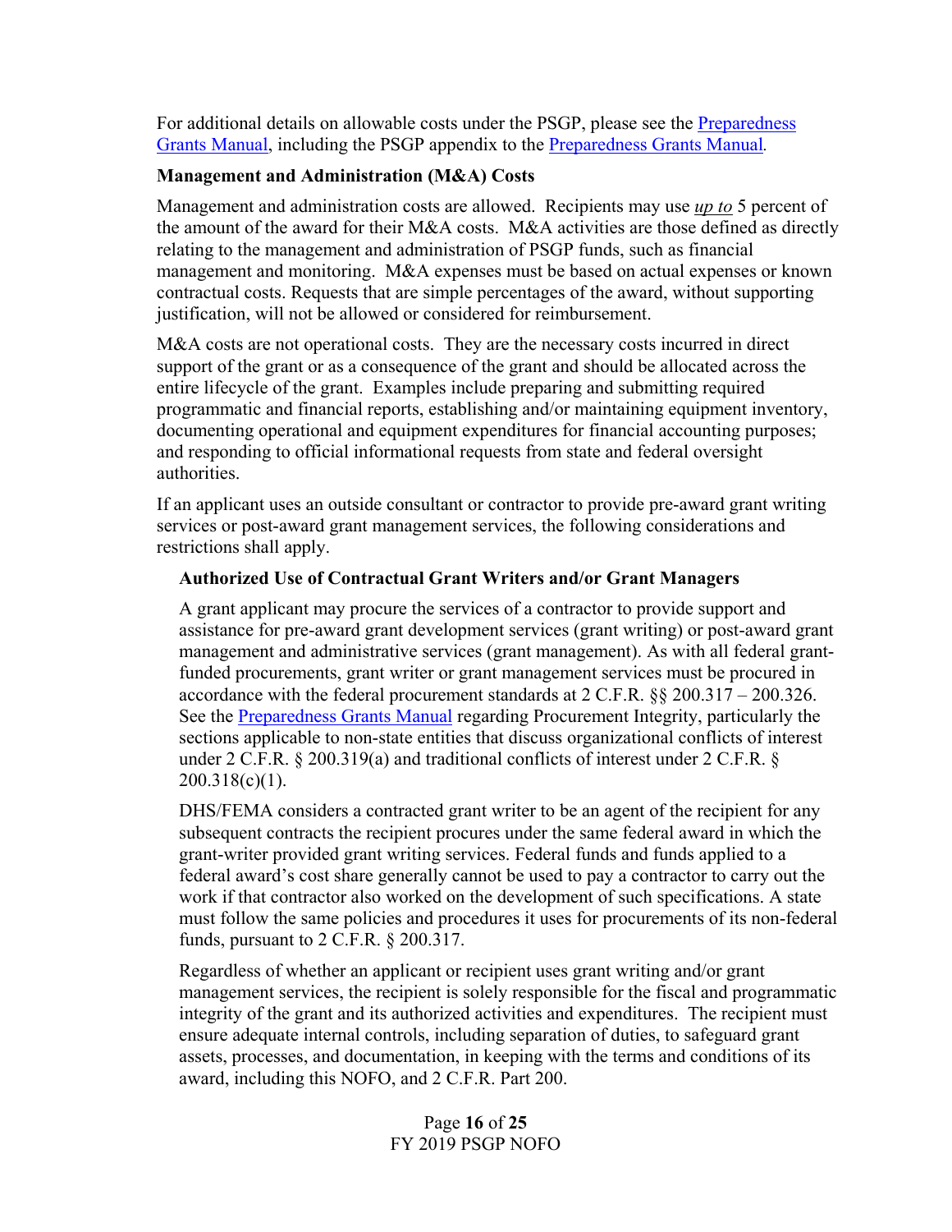For additional details on allowable costs under the PSGP, please see the Preparedness Grants Manual, including the PSGP appendix to the Preparedness Grants Manual.

**Management and Administration (M&A) Costs**

Management and administration costs are allowed. Recipients may use ***up to*** 5 percent of the amount of the award for their M&A costs. M&A activities are those defined as directly relating to the management and administration of PSGP funds, such as financial management and monitoring. M&A expenses must be based on actual expenses or known contractual costs. Requests that are simple percentages of the award, without supporting justification, will not be allowed or considered for reimbursement.

M&A costs are not operational costs. They are the necessary costs incurred in direct support of the grant or as a consequence of the grant and should be allocated across the entire lifecycle of the grant. Examples include preparing and submitting required programmatic and financial reports, establishing and/or maintaining equipment inventory, documenting operational and equipment expenditures for financial accounting purposes; and responding to official informational requests from state and federal oversight authorities.

If an applicant uses an outside consultant or contractor to provide pre-award grant writing services or post-award grant management services, the following considerations and restrictions shall apply.

**Authorized Use of Contractual Grant Writers and/or Grant Managers**

A grant applicant may procure the services of a contractor to provide support and assistance for pre-award grant development services (grant writing) or post-award grant management and administrative services (grant management). As with all federal grant-funded procurements, grant writer or grant management services must be procured in accordance with the federal procurement standards at 2 C.F.R. §§ 200.317 – 200.326. See the Preparedness Grants Manual regarding Procurement Integrity, particularly the sections applicable to non-state entities that discuss organizational conflicts of interest under 2 C.F.R. § 200.319(a) and traditional conflicts of interest under 2 C.F.R. § 200.318(c)(1).

DHS/FEMA considers a contracted grant writer to be an agent of the recipient for any subsequent contracts the recipient procures under the same federal award in which the grant-writer provided grant writing services. Federal funds and funds applied to a federal award's cost share generally cannot be used to pay a contractor to carry out the work if that contractor also worked on the development of such specifications. A state must follow the same policies and procedures it uses for procurements of its non-federal funds, pursuant to 2 C.F.R. § 200.317.

Regardless of whether an applicant or recipient uses grant writing and/or grant management services, the recipient is solely responsible for the fiscal and programmatic integrity of the grant and its authorized activities and expenditures. The recipient must ensure adequate internal controls, including separation of duties, to safeguard grant assets, processes, and documentation, in keeping with the terms and conditions of its award, including this NOFO, and 2 C.F.R. Part 200.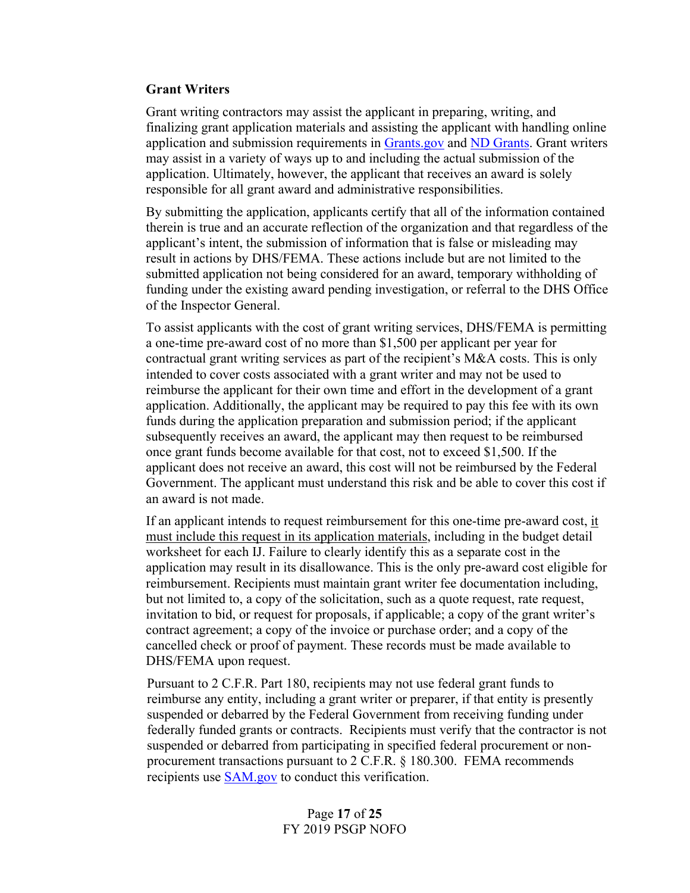**Grant Writers**

Grant writing contractors may assist the applicant in preparing, writing, and finalizing grant application materials and assisting the applicant with handling online application and submission requirements in [Grants.gov](Grants.gov) and [ND Grants](ND Grants). Grant writers may assist in a variety of ways up to and including the actual submission of the application. Ultimately, however, the applicant that receives an award is solely responsible for all grant award and administrative responsibilities.

By submitting the application, applicants certify that all of the information contained therein is true and an accurate reflection of the organization and that regardless of the applicant's intent, the submission of information that is false or misleading may result in actions by DHS/FEMA. These actions include but are not limited to the submitted application not being considered for an award, temporary withholding of funding under the existing award pending investigation, or referral to the DHS Office of the Inspector General.

To assist applicants with the cost of grant writing services, DHS/FEMA is permitting a one-time pre-award cost of no more than $1,500 per applicant per year for contractual grant writing services as part of the recipient's M&A costs. This is only intended to cover costs associated with a grant writer and may not be used to reimburse the applicant for their own time and effort in the development of a grant application. Additionally, the applicant may be required to pay this fee with its own funds during the application preparation and submission period; if the applicant subsequently receives an award, the applicant may then request to be reimbursed once grant funds become available for that cost, not to exceed $1,500. If the applicant does not receive an award, this cost will not be reimbursed by the Federal Government. The applicant must understand this risk and be able to cover this cost if an award is not made.

If an applicant intends to request reimbursement for this one-time pre-award cost, <u>it must include this request in its application materials</u>, including in the budget detail worksheet for each IJ. Failure to clearly identify this as a separate cost in the application may result in its disallowance. This is the only pre-award cost eligible for reimbursement. Recipients must maintain grant writer fee documentation including, but not limited to, a copy of the solicitation, such as a quote request, rate request, invitation to bid, or request for proposals, if applicable; a copy of the grant writer's contract agreement; a copy of the invoice or purchase order; and a copy of the cancelled check or proof of payment. These records must be made available to DHS/FEMA upon request.

Pursuant to 2 C.F.R. Part 180, recipients may not use federal grant funds to reimburse any entity, including a grant writer or preparer, if that entity is presently suspended or debarred by the Federal Government from receiving funding under federally funded grants or contracts. Recipients must verify that the contractor is not suspended or debarred from participating in specified federal procurement or non-procurement transactions pursuant to 2 C.F.R. § 180.300. FEMA recommends recipients use [SAM.gov](SAM.gov) to conduct this verification.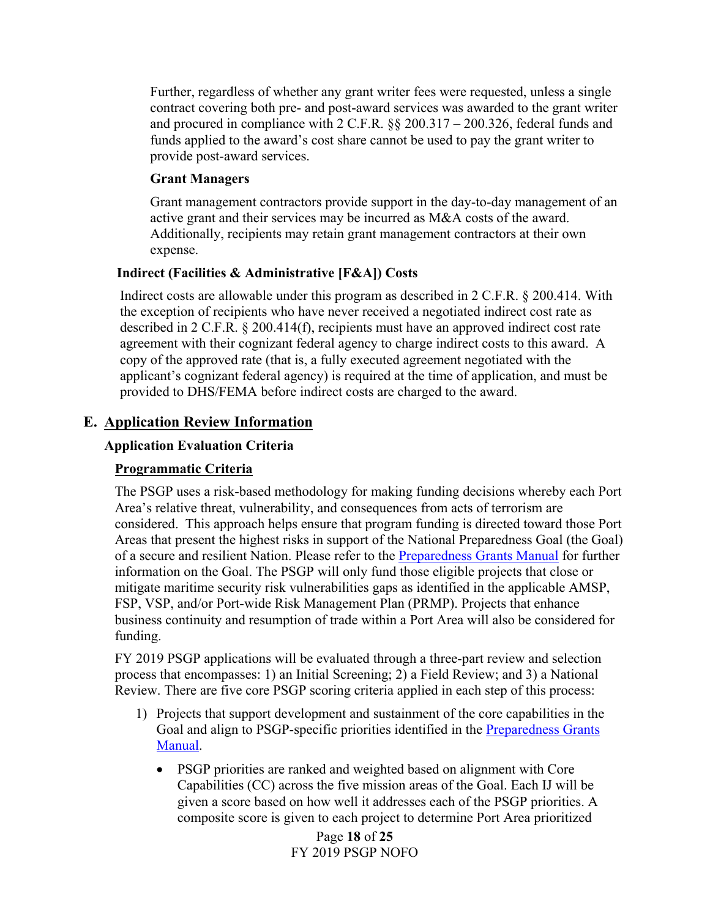Further, regardless of whether any grant writer fees were requested, unless a single contract covering both pre- and post-award services was awarded to the grant writer and procured in compliance with 2 C.F.R. §§ 200.317 – 200.326, federal funds and funds applied to the award's cost share cannot be used to pay the grant writer to provide post-award services.

**Grant Managers**

Grant management contractors provide support in the day-to-day management of an active grant and their services may be incurred as M&A costs of the award. Additionally, recipients may retain grant management contractors at their own expense.

**Indirect (Facilities & Administrative [F&A]) Costs**

Indirect costs are allowable under this program as described in 2 C.F.R. § 200.414. With the exception of recipients who have never received a negotiated indirect cost rate as described in 2 C.F.R. § 200.414(f), recipients must have an approved indirect cost rate agreement with their cognizant federal agency to charge indirect costs to this award. A copy of the approved rate (that is, a fully executed agreement negotiated with the applicant's cognizant federal agency) is required at the time of application, and must be provided to DHS/FEMA before indirect costs are charged to the award.

## E. Application Review Information

### Application Evaluation Criteria

#### Programmatic Criteria

The PSGP uses a risk-based methodology for making funding decisions whereby each Port Area's relative threat, vulnerability, and consequences from acts of terrorism are considered. This approach helps ensure that program funding is directed toward those Port Areas that present the highest risks in support of the National Preparedness Goal (the Goal) of a secure and resilient Nation. Please refer to the [Preparedness Grants Manual]() for further information on the Goal. The PSGP will only fund those eligible projects that close or mitigate maritime security risk vulnerabilities gaps as identified in the applicable AMSP, FSP, VSP, and/or Port-wide Risk Management Plan (PRMP). Projects that enhance business continuity and resumption of trade within a Port Area will also be considered for funding.

FY 2019 PSGP applications will be evaluated through a three-part review and selection process that encompasses: 1) an Initial Screening; 2) a Field Review; and 3) a National Review. There are five core PSGP scoring criteria applied in each step of this process:

1) Projects that support development and sustainment of the core capabilities in the Goal and align to PSGP-specific priorities identified in the [Preparedness Grants Manual]().
   - PSGP priorities are ranked and weighted based on alignment with Core Capabilities (CC) across the five mission areas of the Goal. Each IJ will be given a score based on how well it addresses each of the PSGP priorities. A composite score is given to each project to determine Port Area prioritized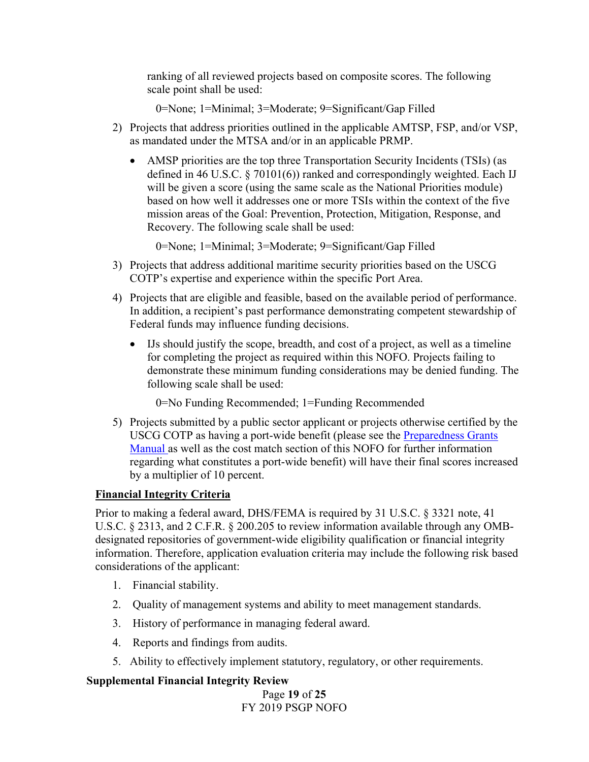ranking of all reviewed projects based on composite scores. The following scale point shall be used:

0=None; 1=Minimal; 3=Moderate; 9=Significant/Gap Filled

2) Projects that address priorities outlined in the applicable AMTSP, FSP, and/or VSP, as mandated under the MTSA and/or in an applicable PRMP.

   - AMSP priorities are the top three Transportation Security Incidents (TSIs) (as defined in 46 U.S.C. § 70101(6)) ranked and correspondingly weighted. Each IJ will be given a score (using the same scale as the National Priorities module) based on how well it addresses one or more TSIs within the context of the five mission areas of the Goal: Prevention, Protection, Mitigation, Response, and Recovery. The following scale shall be used:

     0=None; 1=Minimal; 3=Moderate; 9=Significant/Gap Filled

3) Projects that address additional maritime security priorities based on the USCG COTP's expertise and experience within the specific Port Area.

4) Projects that are eligible and feasible, based on the available period of performance. In addition, a recipient's past performance demonstrating competent stewardship of Federal funds may influence funding decisions.

   - IJs should justify the scope, breadth, and cost of a project, as well as a timeline for completing the project as required within this NOFO. Projects failing to demonstrate these minimum funding considerations may be denied funding. The following scale shall be used:

     0=No Funding Recommended; 1=Funding Recommended

5) Projects submitted by a public sector applicant or projects otherwise certified by the USCG COTP as having a port-wide benefit (please see the [Preparedness Grants Manual](#) as well as the cost match section of this NOFO for further information regarding what constitutes a port-wide benefit) will have their final scores increased by a multiplier of 10 percent.

**Financial Integrity Criteria**

Prior to making a federal award, DHS/FEMA is required by 31 U.S.C. § 3321 note, 41 U.S.C. § 2313, and 2 C.F.R. § 200.205 to review information available through any OMB-designated repositories of government-wide eligibility qualification or financial integrity information. Therefore, application evaluation criteria may include the following risk based considerations of the applicant:

1. Financial stability.
2. Quality of management systems and ability to meet management standards.
3. History of performance in managing federal award.
4. Reports and findings from audits.
5. Ability to effectively implement statutory, regulatory, or other requirements.

**Supplemental Financial Integrity Review**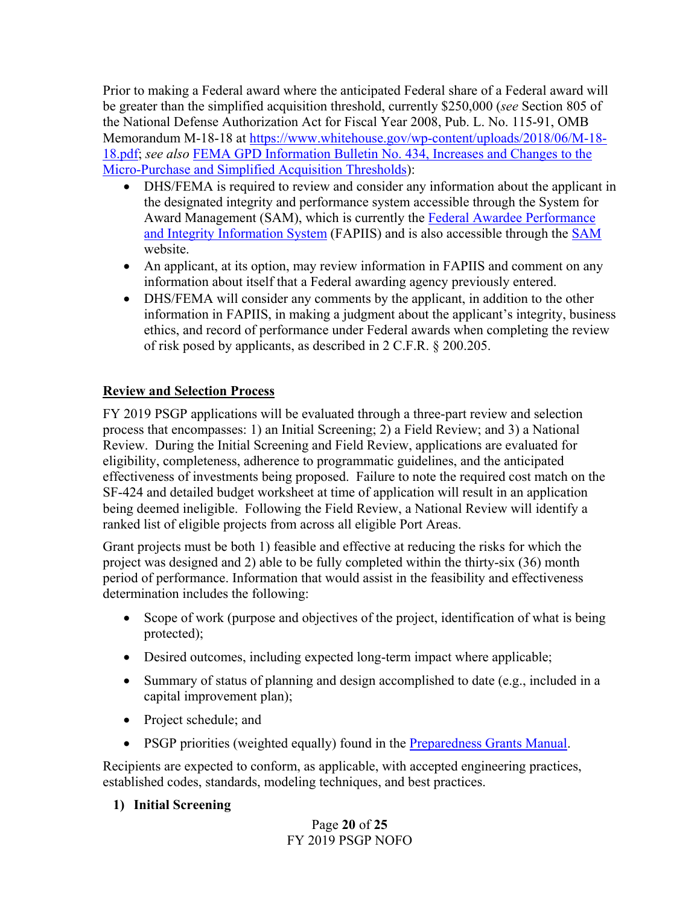Prior to making a Federal award where the anticipated Federal share of a Federal award will be greater than the simplified acquisition threshold, currently $250,000 (*see* Section 805 of the National Defense Authorization Act for Fiscal Year 2008, Pub. L. No. 115-91, OMB Memorandum M-18-18 at [https://www.whitehouse.gov/wp-content/uploads/2018/06/M-18-18.pdf](https://www.whitehouse.gov/wp-content/uploads/2018/06/M-18-18.pdf); *see also* FEMA GPD Information Bulletin No. 434, Increases and Changes to the Micro-Purchase and Simplified Acquisition Thresholds):

- DHS/FEMA is required to review and consider any information about the applicant in the designated integrity and performance system accessible through the System for Award Management (SAM), which is currently the Federal Awardee Performance and Integrity Information System (FAPIIS) and is also accessible through the SAM website.
- An applicant, at its option, may review information in FAPIIS and comment on any information about itself that a Federal awarding agency previously entered.
- DHS/FEMA will consider any comments by the applicant, in addition to the other information in FAPIIS, in making a judgment about the applicant's integrity, business ethics, and record of performance under Federal awards when completing the review of risk posed by applicants, as described in 2 C.F.R. § 200.205.

**Review and Selection Process**

FY 2019 PSGP applications will be evaluated through a three-part review and selection process that encompasses: 1) an Initial Screening; 2) a Field Review; and 3) a National Review. During the Initial Screening and Field Review, applications are evaluated for eligibility, completeness, adherence to programmatic guidelines, and the anticipated effectiveness of investments being proposed. Failure to note the required cost match on the SF-424 and detailed budget worksheet at time of application will result in an application being deemed ineligible. Following the Field Review, a National Review will identify a ranked list of eligible projects from across all eligible Port Areas.

Grant projects must be both 1) feasible and effective at reducing the risks for which the project was designed and 2) able to be fully completed within the thirty-six (36) month period of performance. Information that would assist in the feasibility and effectiveness determination includes the following:

- Scope of work (purpose and objectives of the project, identification of what is being protected);
- Desired outcomes, including expected long-term impact where applicable;
- Summary of status of planning and design accomplished to date (e.g., included in a capital improvement plan);
- Project schedule; and
- PSGP priorities (weighted equally) found in the Preparedness Grants Manual.

Recipients are expected to conform, as applicable, with accepted engineering practices, established codes, standards, modeling techniques, and best practices.

**1) Initial Screening**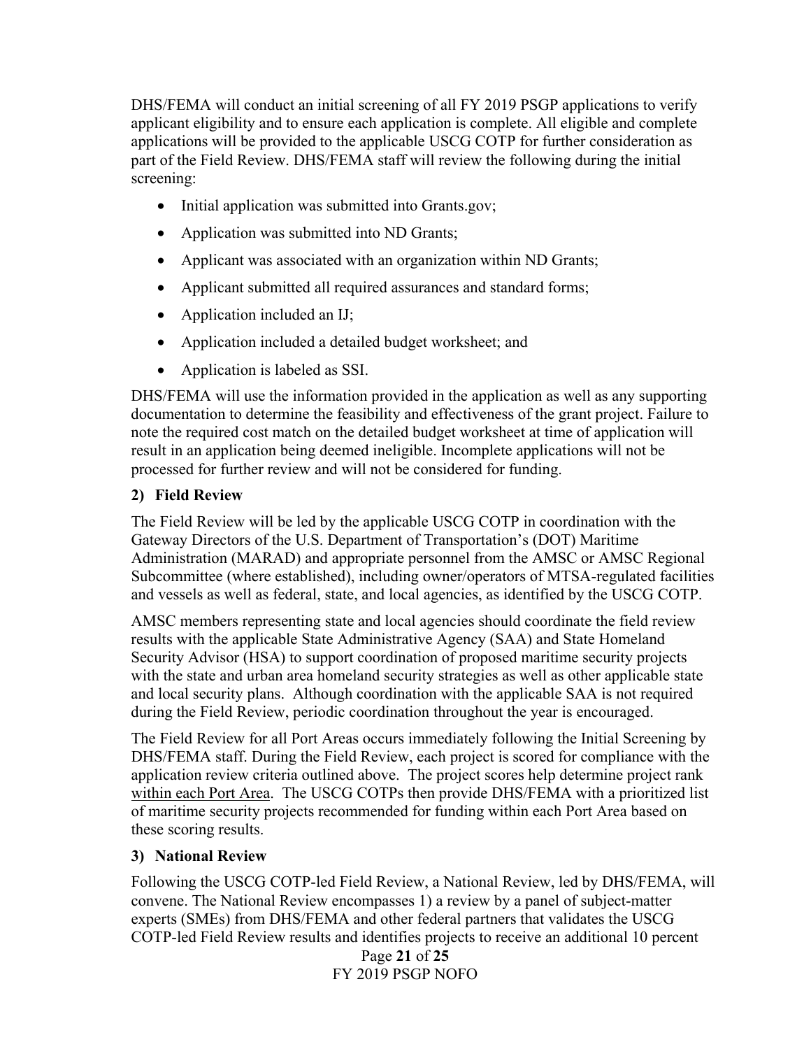DHS/FEMA will conduct an initial screening of all FY 2019 PSGP applications to verify applicant eligibility and to ensure each application is complete. All eligible and complete applications will be provided to the applicable USCG COTP for further consideration as part of the Field Review. DHS/FEMA staff will review the following during the initial screening:

- Initial application was submitted into Grants.gov;
- Application was submitted into ND Grants;
- Applicant was associated with an organization within ND Grants;
- Applicant submitted all required assurances and standard forms;
- Application included an IJ;
- Application included a detailed budget worksheet; and
- Application is labeled as SSI.

DHS/FEMA will use the information provided in the application as well as any supporting documentation to determine the feasibility and effectiveness of the grant project. Failure to note the required cost match on the detailed budget worksheet at time of application will result in an application being deemed ineligible. Incomplete applications will not be processed for further review and will not be considered for funding.

**2) Field Review**

The Field Review will be led by the applicable USCG COTP in coordination with the Gateway Directors of the U.S. Department of Transportation's (DOT) Maritime Administration (MARAD) and appropriate personnel from the AMSC or AMSC Regional Subcommittee (where established), including owner/operators of MTSA-regulated facilities and vessels as well as federal, state, and local agencies, as identified by the USCG COTP.

AMSC members representing state and local agencies should coordinate the field review results with the applicable State Administrative Agency (SAA) and State Homeland Security Advisor (HSA) to support coordination of proposed maritime security projects with the state and urban area homeland security strategies as well as other applicable state and local security plans. Although coordination with the applicable SAA is not required during the Field Review, periodic coordination throughout the year is encouraged.

The Field Review for all Port Areas occurs immediately following the Initial Screening by DHS/FEMA staff. During the Field Review, each project is scored for compliance with the application review criteria outlined above. The project scores help determine project rank within each Port Area. The USCG COTPs then provide DHS/FEMA with a prioritized list of maritime security projects recommended for funding within each Port Area based on these scoring results.

**3) National Review**

Following the USCG COTP-led Field Review, a National Review, led by DHS/FEMA, will convene. The National Review encompasses 1) a review by a panel of subject-matter experts (SMEs) from DHS/FEMA and other federal partners that validates the USCG COTP-led Field Review results and identifies projects to receive an additional 10 percent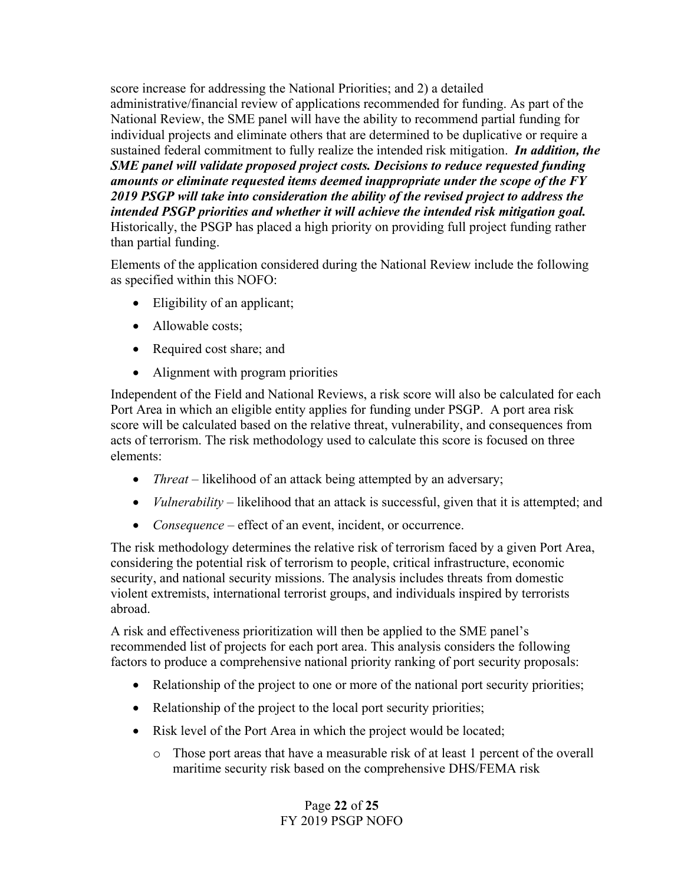score increase for addressing the National Priorities; and 2) a detailed administrative/financial review of applications recommended for funding. As part of the National Review, the SME panel will have the ability to recommend partial funding for individual projects and eliminate others that are determined to be duplicative or require a sustained federal commitment to fully realize the intended risk mitigation. ***In addition, the SME panel will validate proposed project costs. Decisions to reduce requested funding amounts or eliminate requested items deemed inappropriate under the scope of the FY 2019 PSGP will take into consideration the ability of the revised project to address the intended PSGP priorities and whether it will achieve the intended risk mitigation goal.*** Historically, the PSGP has placed a high priority on providing full project funding rather than partial funding.

Elements of the application considered during the National Review include the following as specified within this NOFO:

- Eligibility of an applicant;
- Allowable costs;
- Required cost share; and
- Alignment with program priorities

Independent of the Field and National Reviews, a risk score will also be calculated for each Port Area in which an eligible entity applies for funding under PSGP. A port area risk score will be calculated based on the relative threat, vulnerability, and consequences from acts of terrorism. The risk methodology used to calculate this score is focused on three elements:

- *Threat* – likelihood of an attack being attempted by an adversary;
- *Vulnerability* – likelihood that an attack is successful, given that it is attempted; and
- *Consequence* – effect of an event, incident, or occurrence.

The risk methodology determines the relative risk of terrorism faced by a given Port Area, considering the potential risk of terrorism to people, critical infrastructure, economic security, and national security missions. The analysis includes threats from domestic violent extremists, international terrorist groups, and individuals inspired by terrorists abroad.

A risk and effectiveness prioritization will then be applied to the SME panel's recommended list of projects for each port area. This analysis considers the following factors to produce a comprehensive national priority ranking of port security proposals:

- Relationship of the project to one or more of the national port security priorities;
- Relationship of the project to the local port security priorities;
- Risk level of the Port Area in which the project would be located;
  - Those port areas that have a measurable risk of at least 1 percent of the overall maritime security risk based on the comprehensive DHS/FEMA risk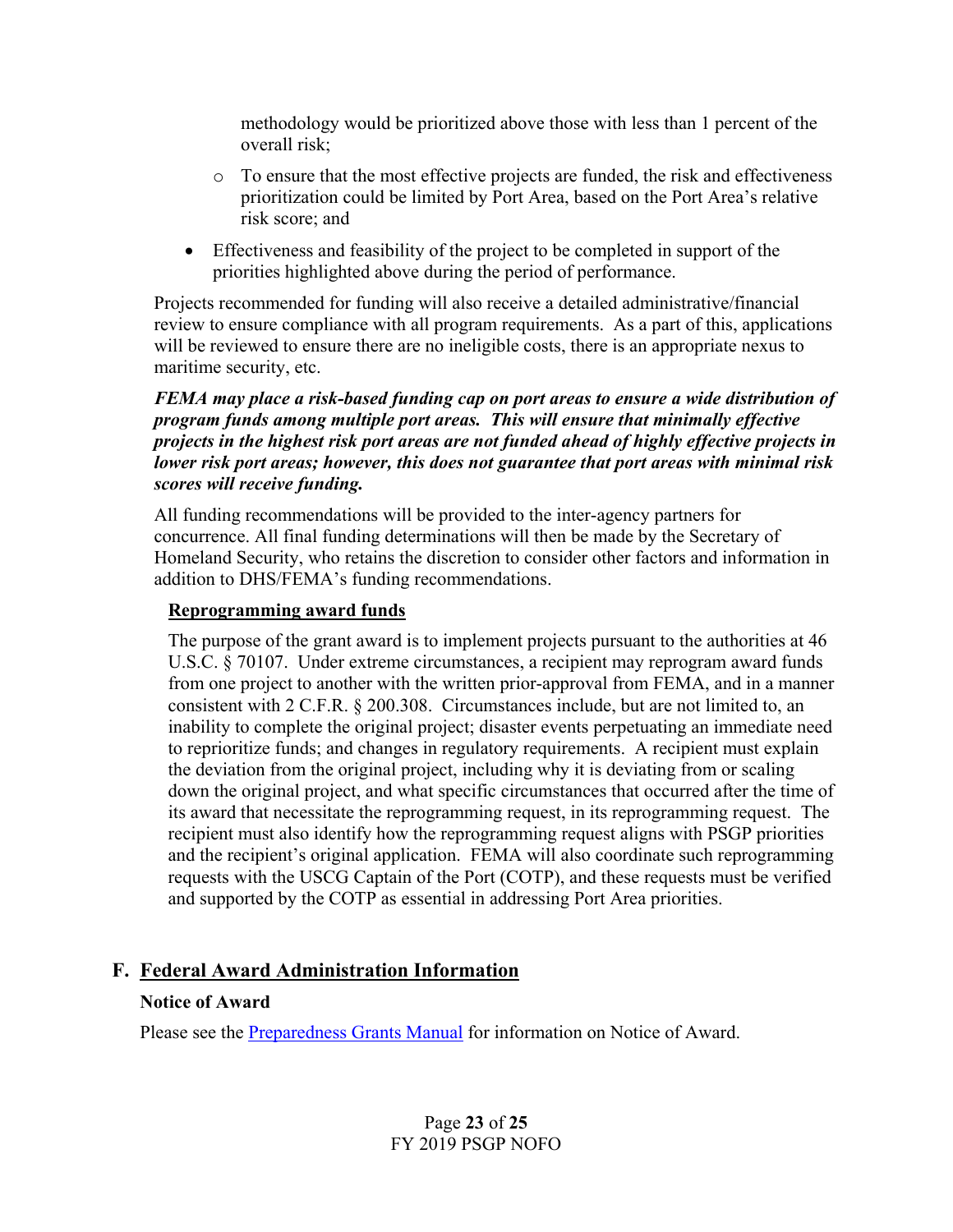methodology would be prioritized above those with less than 1 percent of the overall risk;

    - To ensure that the most effective projects are funded, the risk and effectiveness prioritization could be limited by Port Area, based on the Port Area's relative risk score; and

- Effectiveness and feasibility of the project to be completed in support of the priorities highlighted above during the period of performance.

Projects recommended for funding will also receive a detailed administrative/financial review to ensure compliance with all program requirements. As a part of this, applications will be reviewed to ensure there are no ineligible costs, there is an appropriate nexus to maritime security, etc.

***FEMA may place a risk-based funding cap on port areas to ensure a wide distribution of program funds among multiple port areas. This will ensure that minimally effective projects in the highest risk port areas are not funded ahead of highly effective projects in lower risk port areas; however, this does not guarantee that port areas with minimal risk scores will receive funding.***

All funding recommendations will be provided to the inter-agency partners for concurrence. All final funding determinations will then be made by the Secretary of Homeland Security, who retains the discretion to consider other factors and information in addition to DHS/FEMA's funding recommendations.

**Reprogramming award funds**

The purpose of the grant award is to implement projects pursuant to the authorities at 46 U.S.C. § 70107. Under extreme circumstances, a recipient may reprogram award funds from one project to another with the written prior-approval from FEMA, and in a manner consistent with 2 C.F.R. § 200.308. Circumstances include, but are not limited to, an inability to complete the original project; disaster events perpetuating an immediate need to reprioritize funds; and changes in regulatory requirements. A recipient must explain the deviation from the original project, including why it is deviating from or scaling down the original project, and what specific circumstances that occurred after the time of its award that necessitate the reprogramming request, in its reprogramming request. The recipient must also identify how the reprogramming request aligns with PSGP priorities and the recipient's original application. FEMA will also coordinate such reprogramming requests with the USCG Captain of the Port (COTP), and these requests must be verified and supported by the COTP as essential in addressing Port Area priorities.

## F. Federal Award Administration Information

### Notice of Award

Please see the Preparedness Grants Manual for information on Notice of Award.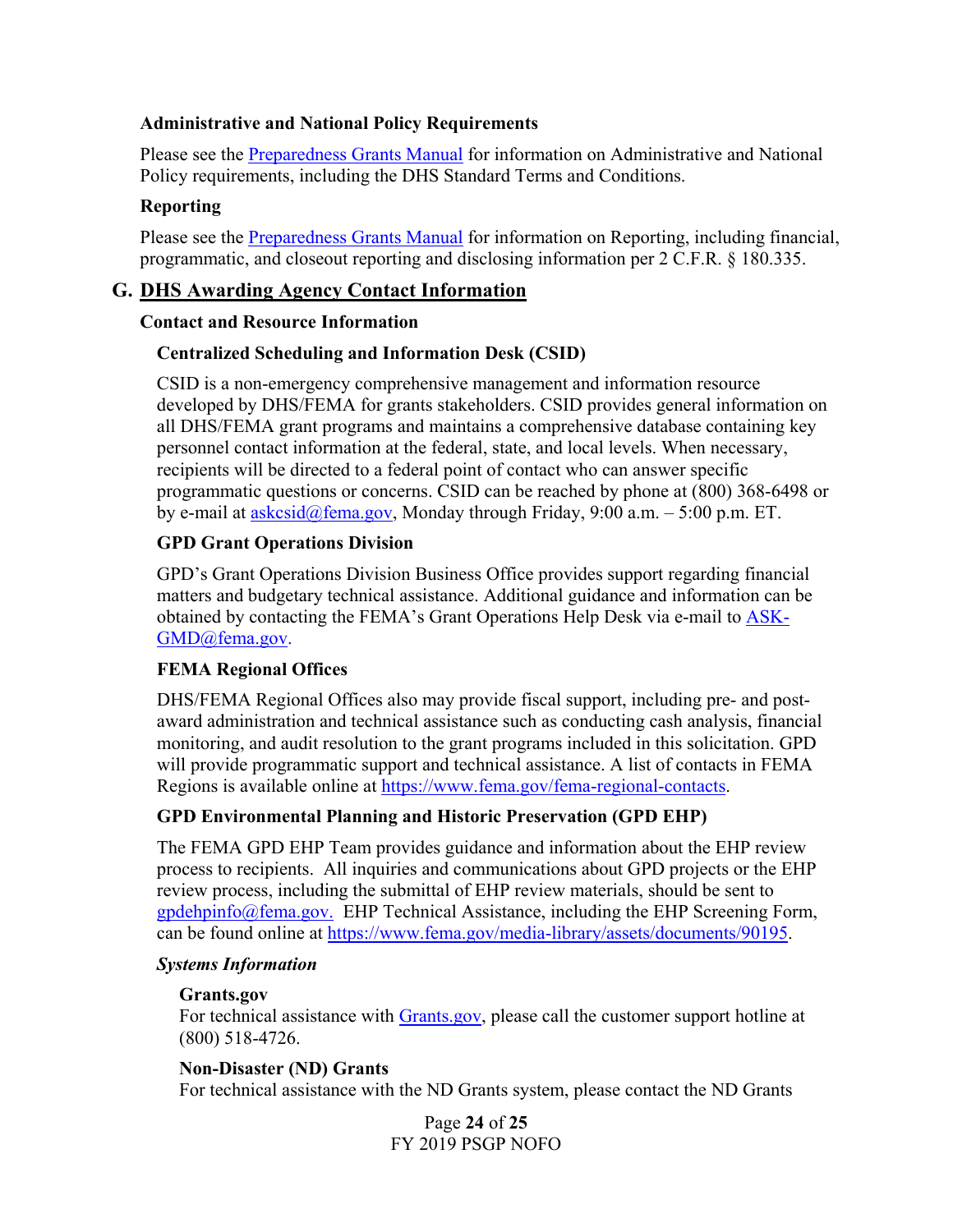### Administrative and National Policy Requirements

Please see the Preparedness Grants Manual for information on Administrative and National Policy requirements, including the DHS Standard Terms and Conditions.

### Reporting

Please see the Preparedness Grants Manual for information on Reporting, including financial, programmatic, and closeout reporting and disclosing information per 2 C.F.R. § 180.335.

## G. DHS Awarding Agency Contact Information

### Contact and Resource Information

#### Centralized Scheduling and Information Desk (CSID)

CSID is a non-emergency comprehensive management and information resource developed by DHS/FEMA for grants stakeholders. CSID provides general information on all DHS/FEMA grant programs and maintains a comprehensive database containing key personnel contact information at the federal, state, and local levels. When necessary, recipients will be directed to a federal point of contact who can answer specific programmatic questions or concerns. CSID can be reached by phone at (800) 368-6498 or by e-mail at askcsid@fema.gov, Monday through Friday, 9:00 a.m. – 5:00 p.m. ET.

#### GPD Grant Operations Division

GPD's Grant Operations Division Business Office provides support regarding financial matters and budgetary technical assistance. Additional guidance and information can be obtained by contacting the FEMA's Grant Operations Help Desk via e-mail to ASK-GMD@fema.gov.

#### FEMA Regional Offices

DHS/FEMA Regional Offices also may provide fiscal support, including pre- and post-award administration and technical assistance such as conducting cash analysis, financial monitoring, and audit resolution to the grant programs included in this solicitation. GPD will provide programmatic support and technical assistance. A list of contacts in FEMA Regions is available online at https://www.fema.gov/fema-regional-contacts.

#### GPD Environmental Planning and Historic Preservation (GPD EHP)

The FEMA GPD EHP Team provides guidance and information about the EHP review process to recipients. All inquiries and communications about GPD projects or the EHP review process, including the submittal of EHP review materials, should be sent to gpdehpinfo@fema.gov. EHP Technical Assistance, including the EHP Screening Form, can be found online at https://www.fema.gov/media-library/assets/documents/90195.

#### *Systems Information*

**Grants.gov**
For technical assistance with Grants.gov, please call the customer support hotline at (800) 518-4726.

**Non-Disaster (ND) Grants**
For technical assistance with the ND Grants system, please contact the ND Grants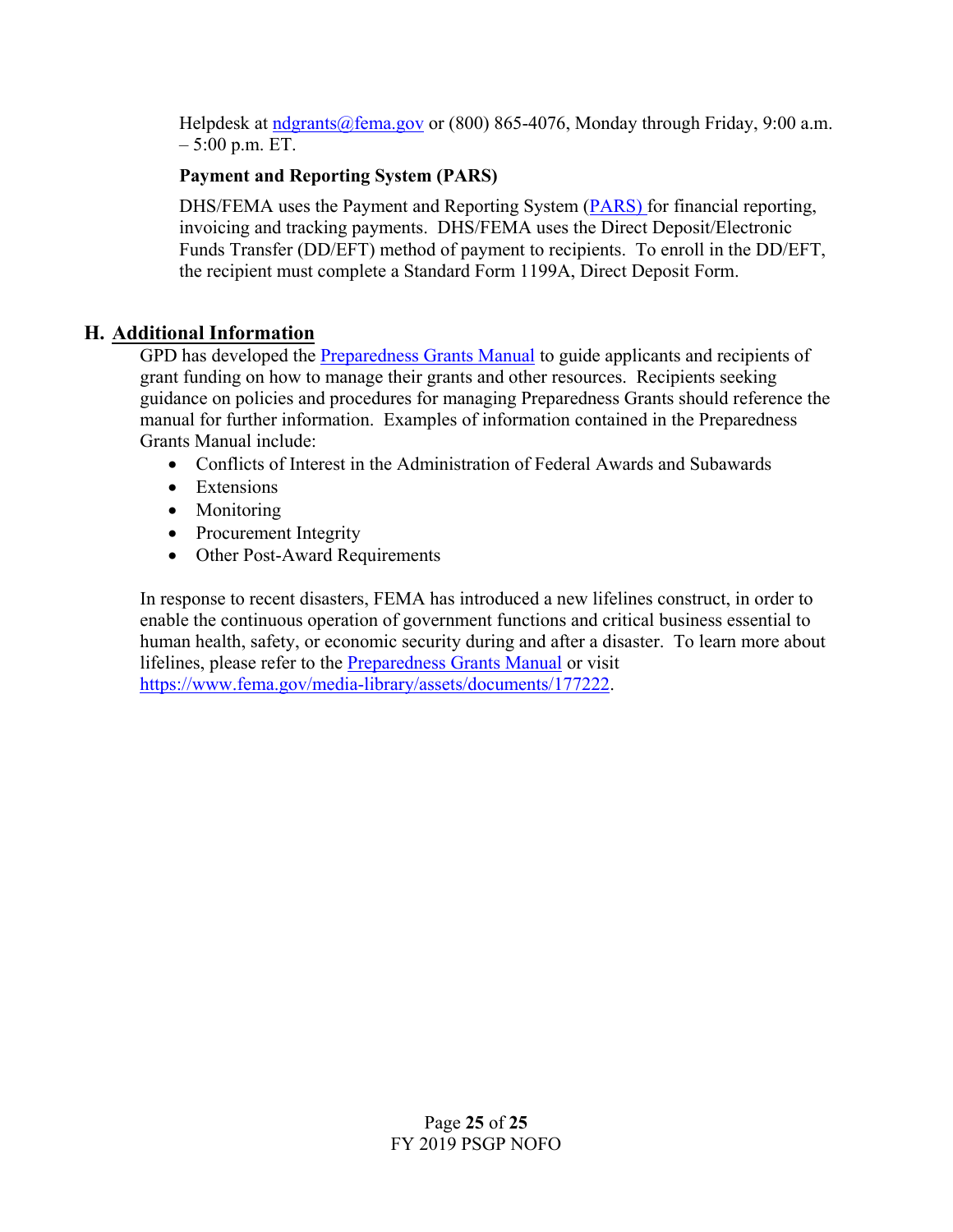Helpdesk at ndgrants@fema.gov or (800) 865-4076, Monday through Friday, 9:00 a.m. – 5:00 p.m. ET.

**Payment and Reporting System (PARS)**

DHS/FEMA uses the Payment and Reporting System (PARS) for financial reporting, invoicing and tracking payments. DHS/FEMA uses the Direct Deposit/Electronic Funds Transfer (DD/EFT) method of payment to recipients. To enroll in the DD/EFT, the recipient must complete a Standard Form 1199A, Direct Deposit Form.

## H. Additional Information

GPD has developed the Preparedness Grants Manual to guide applicants and recipients of grant funding on how to manage their grants and other resources. Recipients seeking guidance on policies and procedures for managing Preparedness Grants should reference the manual for further information. Examples of information contained in the Preparedness Grants Manual include:

- Conflicts of Interest in the Administration of Federal Awards and Subawards
- Extensions
- Monitoring
- Procurement Integrity
- Other Post-Award Requirements

In response to recent disasters, FEMA has introduced a new lifelines construct, in order to enable the continuous operation of government functions and critical business essential to human health, safety, or economic security during and after a disaster. To learn more about lifelines, please refer to the Preparedness Grants Manual or visit https://www.fema.gov/media-library/assets/documents/177222.